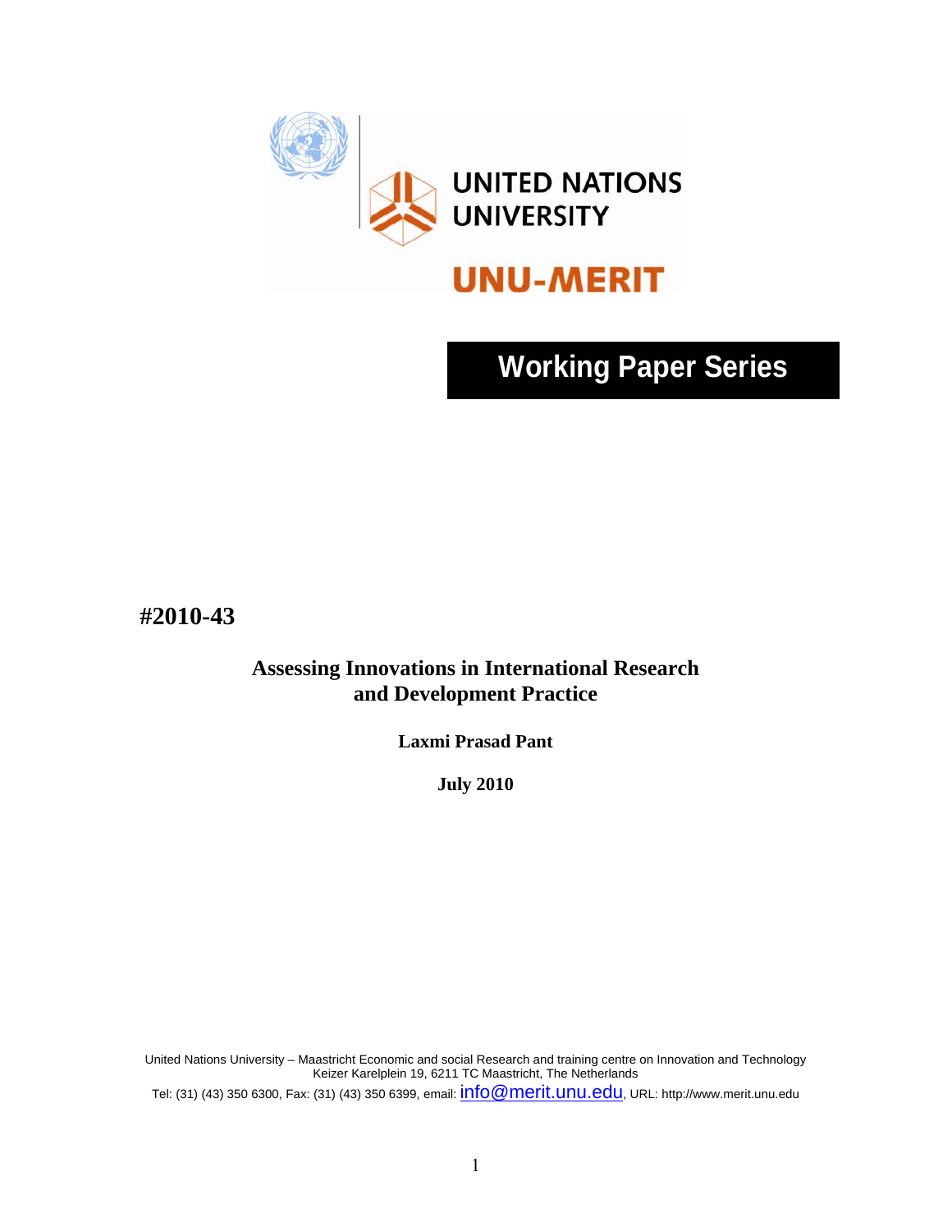UNITED NATIONS UNIVERSITY

UNU-MERIT

# Working Paper Series

**#2010-43**

## Assessing Innovations in International Research and Development Practice

**Laxmi Prasad Pant**

**July 2010**

United Nations University – Maastricht Economic and social Research and training centre on Innovation and Technology
Keizer Karelplein 19, 6211 TC Maastricht, The Netherlands
Tel: (31) (43) 350 6300, Fax: (31) (43) 350 6399, email: info@merit.unu.edu, URL: http://www.merit.unu.edu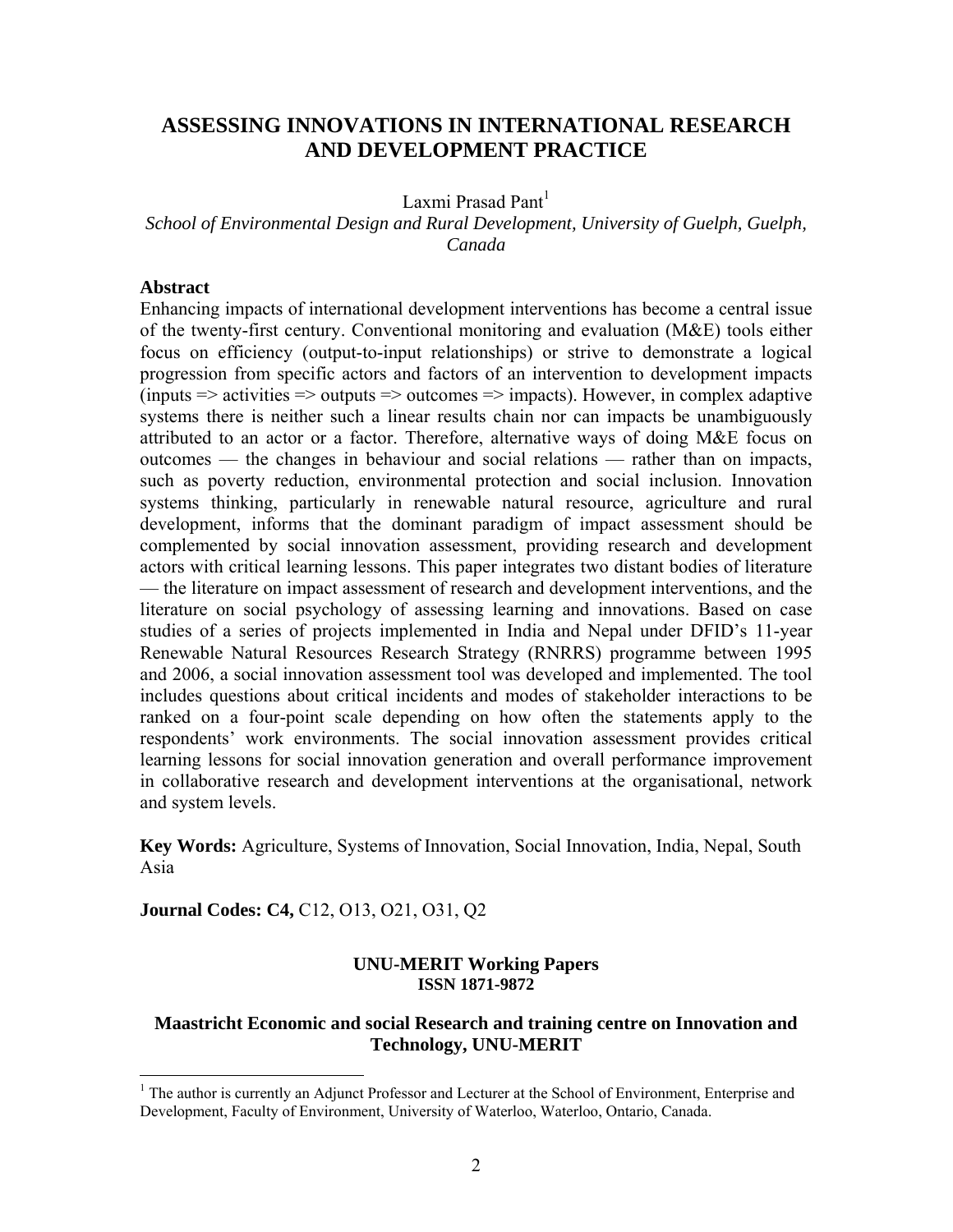# ASSESSING INNOVATIONS IN INTERNATIONAL RESEARCH AND DEVELOPMENT PRACTICE

Laxmi Prasad Pant[1]

*School of Environmental Design and Rural Development, University of Guelph, Guelph, Canada*

**Abstract**

Enhancing impacts of international development interventions has become a central issue of the twenty-first century. Conventional monitoring and evaluation (M&E) tools either focus on efficiency (output-to-input relationships) or strive to demonstrate a logical progression from specific actors and factors of an intervention to development impacts (inputs => activities => outputs => outcomes => impacts). However, in complex adaptive systems there is neither such a linear results chain nor can impacts be unambiguously attributed to an actor or a factor. Therefore, alternative ways of doing M&E focus on outcomes — the changes in behaviour and social relations — rather than on impacts, such as poverty reduction, environmental protection and social inclusion. Innovation systems thinking, particularly in renewable natural resource, agriculture and rural development, informs that the dominant paradigm of impact assessment should be complemented by social innovation assessment, providing research and development actors with critical learning lessons. This paper integrates two distant bodies of literature — the literature on impact assessment of research and development interventions, and the literature on social psychology of assessing learning and innovations. Based on case studies of a series of projects implemented in India and Nepal under DFID's 11-year Renewable Natural Resources Research Strategy (RNRRS) programme between 1995 and 2006, a social innovation assessment tool was developed and implemented. The tool includes questions about critical incidents and modes of stakeholder interactions to be ranked on a four-point scale depending on how often the statements apply to the respondents' work environments. The social innovation assessment provides critical learning lessons for social innovation generation and overall performance improvement in collaborative research and development interventions at the organisational, network and system levels.

**Key Words:** Agriculture, Systems of Innovation, Social Innovation, India, Nepal, South Asia

**Journal Codes: C4,** C12, O13, O21, O31, Q2

**UNU-MERIT Working Papers**
**ISSN 1871-9872**

**Maastricht Economic and social Research and training centre on Innovation and Technology, UNU-MERIT**

[1] The author is currently an Adjunct Professor and Lecturer at the School of Environment, Enterprise and Development, Faculty of Environment, University of Waterloo, Waterloo, Ontario, Canada.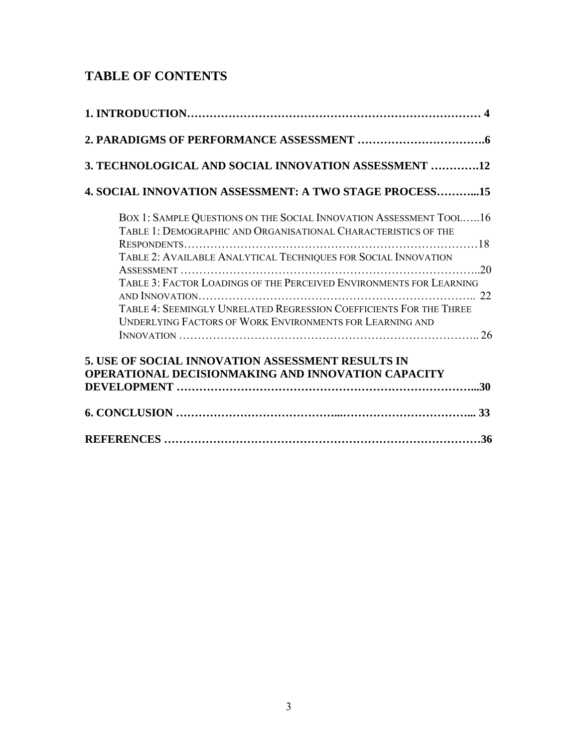# TABLE OF CONTENTS

**1. INTRODUCTION………………………………………………………………… 4**

**2. PARADIGMS OF PERFORMANCE ASSESSMENT …………………………….6**

**3. TECHNOLOGICAL AND SOCIAL INNOVATION ASSESSMENT ………….12**

**4. SOCIAL INNOVATION ASSESSMENT: A TWO STAGE PROCESS………...15**

- BOX 1: SAMPLE QUESTIONS ON THE SOCIAL INNOVATION ASSESSMENT TOOL…..16
- TABLE 1: DEMOGRAPHIC AND ORGANISATIONAL CHARACTERISTICS OF THE RESPONDENTS…………………………………………………………………18
- TABLE 2: AVAILABLE ANALYTICAL TECHNIQUES FOR SOCIAL INNOVATION ASSESSMENT …………………………………………………………………..20
- TABLE 3: FACTOR LOADINGS OF THE PERCEIVED ENVIRONMENTS FOR LEARNING AND INNOVATION……………………………………………………………….. 22
- TABLE 4: SEEMINGLY UNRELATED REGRESSION COEFFICIENTS FOR THE THREE UNDERLYING FACTORS OF WORK ENVIRONMENTS FOR LEARNING AND INNOVATION …………………………………………………………………….. 26

**5. USE OF SOCIAL INNOVATION ASSESSMENT RESULTS IN OPERATIONAL DECISIONMAKING AND INNOVATION CAPACITY DEVELOPMENT …………………………………………………………………...30**

**6. CONCLUSION …………………………………...…………………………... 33**

**REFERENCES ……………………………………………………………………36**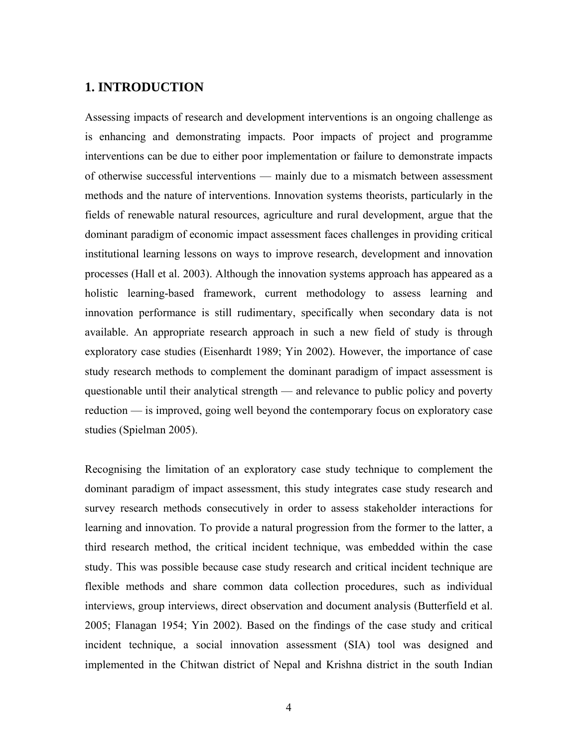## 1. INTRODUCTION

Assessing impacts of research and development interventions is an ongoing challenge as is enhancing and demonstrating impacts. Poor impacts of project and programme interventions can be due to either poor implementation or failure to demonstrate impacts of otherwise successful interventions — mainly due to a mismatch between assessment methods and the nature of interventions. Innovation systems theorists, particularly in the fields of renewable natural resources, agriculture and rural development, argue that the dominant paradigm of economic impact assessment faces challenges in providing critical institutional learning lessons on ways to improve research, development and innovation processes (Hall et al. 2003). Although the innovation systems approach has appeared as a holistic learning-based framework, current methodology to assess learning and innovation performance is still rudimentary, specifically when secondary data is not available. An appropriate research approach in such a new field of study is through exploratory case studies (Eisenhardt 1989; Yin 2002). However, the importance of case study research methods to complement the dominant paradigm of impact assessment is questionable until their analytical strength — and relevance to public policy and poverty reduction — is improved, going well beyond the contemporary focus on exploratory case studies (Spielman 2005).

Recognising the limitation of an exploratory case study technique to complement the dominant paradigm of impact assessment, this study integrates case study research and survey research methods consecutively in order to assess stakeholder interactions for learning and innovation. To provide a natural progression from the former to the latter, a third research method, the critical incident technique, was embedded within the case study. This was possible because case study research and critical incident technique are flexible methods and share common data collection procedures, such as individual interviews, group interviews, direct observation and document analysis (Butterfield et al. 2005; Flanagan 1954; Yin 2002). Based on the findings of the case study and critical incident technique, a social innovation assessment (SIA) tool was designed and implemented in the Chitwan district of Nepal and Krishna district in the south Indian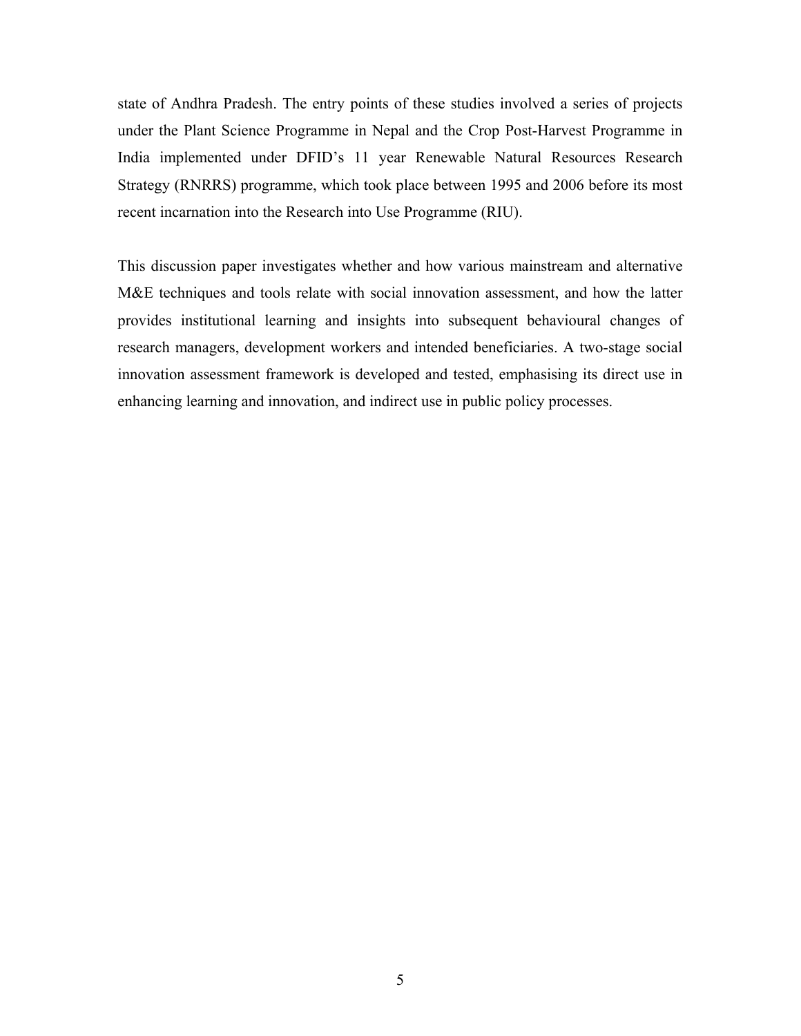state of Andhra Pradesh. The entry points of these studies involved a series of projects under the Plant Science Programme in Nepal and the Crop Post-Harvest Programme in India implemented under DFID's 11 year Renewable Natural Resources Research Strategy (RNRRS) programme, which took place between 1995 and 2006 before its most recent incarnation into the Research into Use Programme (RIU).

This discussion paper investigates whether and how various mainstream and alternative M&E techniques and tools relate with social innovation assessment, and how the latter provides institutional learning and insights into subsequent behavioural changes of research managers, development workers and intended beneficiaries. A two-stage social innovation assessment framework is developed and tested, emphasising its direct use in enhancing learning and innovation, and indirect use in public policy processes.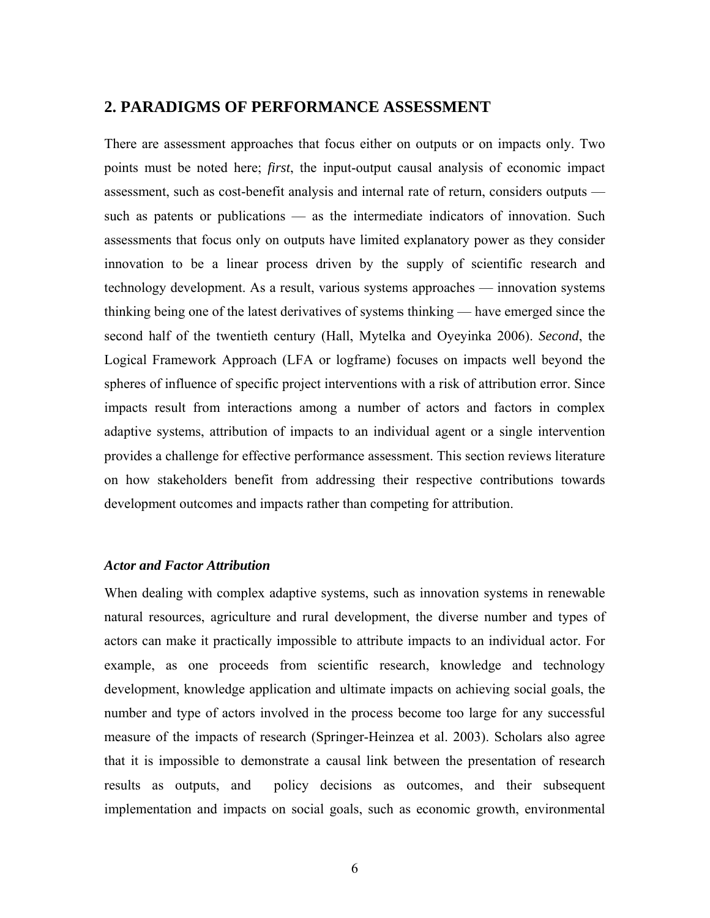## 2. PARADIGMS OF PERFORMANCE ASSESSMENT

There are assessment approaches that focus either on outputs or on impacts only. Two points must be noted here; *first*, the input-output causal analysis of economic impact assessment, such as cost-benefit analysis and internal rate of return, considers outputs — such as patents or publications — as the intermediate indicators of innovation. Such assessments that focus only on outputs have limited explanatory power as they consider innovation to be a linear process driven by the supply of scientific research and technology development. As a result, various systems approaches — innovation systems thinking being one of the latest derivatives of systems thinking — have emerged since the second half of the twentieth century (Hall, Mytelka and Oyeyinka 2006). *Second*, the Logical Framework Approach (LFA or logframe) focuses on impacts well beyond the spheres of influence of specific project interventions with a risk of attribution error. Since impacts result from interactions among a number of actors and factors in complex adaptive systems, attribution of impacts to an individual agent or a single intervention provides a challenge for effective performance assessment. This section reviews literature on how stakeholders benefit from addressing their respective contributions towards development outcomes and impacts rather than competing for attribution.

### *Actor and Factor Attribution*

When dealing with complex adaptive systems, such as innovation systems in renewable natural resources, agriculture and rural development, the diverse number and types of actors can make it practically impossible to attribute impacts to an individual actor. For example, as one proceeds from scientific research, knowledge and technology development, knowledge application and ultimate impacts on achieving social goals, the number and type of actors involved in the process become too large for any successful measure of the impacts of research (Springer-Heinzea et al. 2003). Scholars also agree that it is impossible to demonstrate a causal link between the presentation of research results as outputs, and policy decisions as outcomes, and their subsequent implementation and impacts on social goals, such as economic growth, environmental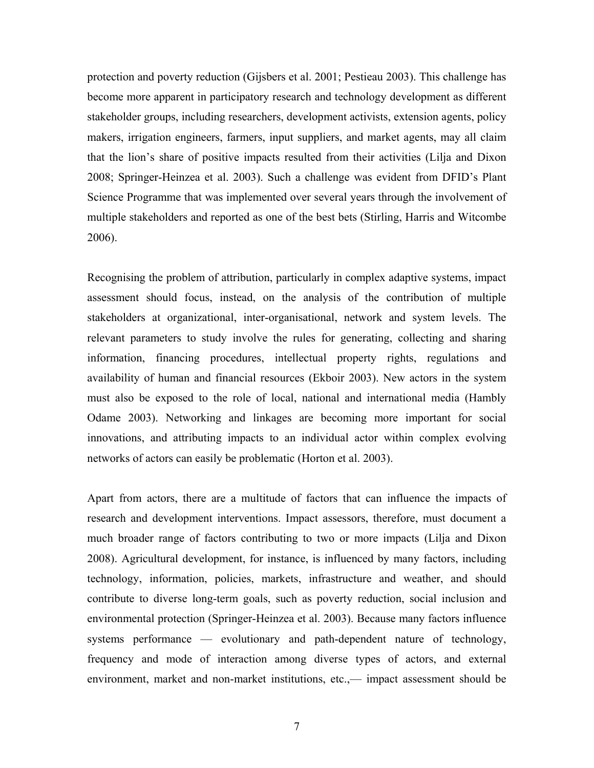protection and poverty reduction (Gijsbers et al. 2001; Pestieau 2003). This challenge has become more apparent in participatory research and technology development as different stakeholder groups, including researchers, development activists, extension agents, policy makers, irrigation engineers, farmers, input suppliers, and market agents, may all claim that the lion's share of positive impacts resulted from their activities (Lilja and Dixon 2008; Springer-Heinzea et al. 2003). Such a challenge was evident from DFID's Plant Science Programme that was implemented over several years through the involvement of multiple stakeholders and reported as one of the best bets (Stirling, Harris and Witcombe 2006).

Recognising the problem of attribution, particularly in complex adaptive systems, impact assessment should focus, instead, on the analysis of the contribution of multiple stakeholders at organizational, inter-organisational, network and system levels. The relevant parameters to study involve the rules for generating, collecting and sharing information, financing procedures, intellectual property rights, regulations and availability of human and financial resources (Ekboir 2003). New actors in the system must also be exposed to the role of local, national and international media (Hambly Odame 2003). Networking and linkages are becoming more important for social innovations, and attributing impacts to an individual actor within complex evolving networks of actors can easily be problematic (Horton et al. 2003).

Apart from actors, there are a multitude of factors that can influence the impacts of research and development interventions. Impact assessors, therefore, must document a much broader range of factors contributing to two or more impacts (Lilja and Dixon 2008). Agricultural development, for instance, is influenced by many factors, including technology, information, policies, markets, infrastructure and weather, and should contribute to diverse long-term goals, such as poverty reduction, social inclusion and environmental protection (Springer-Heinzea et al. 2003). Because many factors influence systems performance — evolutionary and path-dependent nature of technology, frequency and mode of interaction among diverse types of actors, and external environment, market and non-market institutions, etc.,— impact assessment should be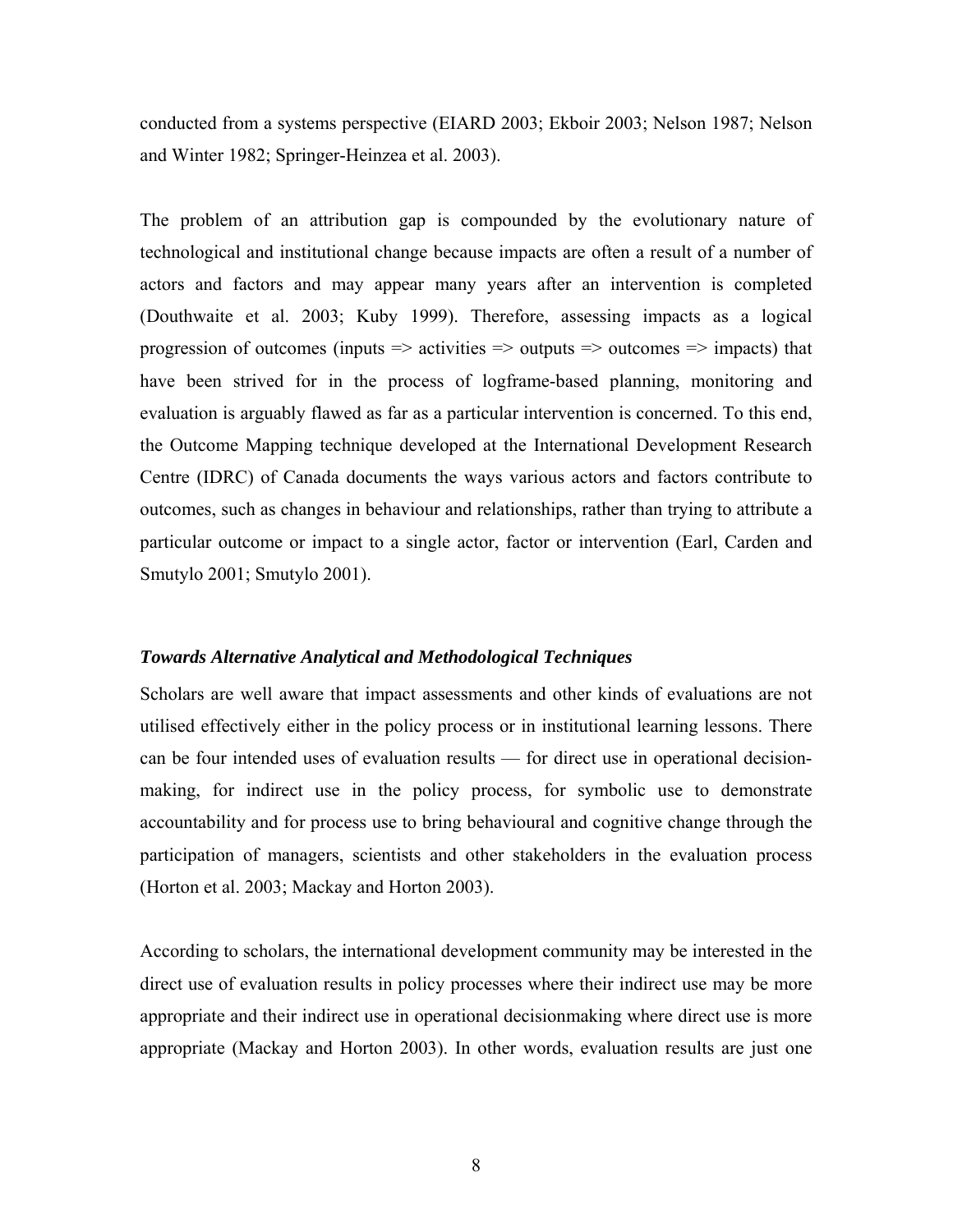conducted from a systems perspective (EIARD 2003; Ekboir 2003; Nelson 1987; Nelson and Winter 1982; Springer-Heinzea et al. 2003).

The problem of an attribution gap is compounded by the evolutionary nature of technological and institutional change because impacts are often a result of a number of actors and factors and may appear many years after an intervention is completed (Douthwaite et al. 2003; Kuby 1999). Therefore, assessing impacts as a logical progression of outcomes (inputs => activities => outputs => outcomes => impacts) that have been strived for in the process of logframe-based planning, monitoring and evaluation is arguably flawed as far as a particular intervention is concerned. To this end, the Outcome Mapping technique developed at the International Development Research Centre (IDRC) of Canada documents the ways various actors and factors contribute to outcomes, such as changes in behaviour and relationships, rather than trying to attribute a particular outcome or impact to a single actor, factor or intervention (Earl, Carden and Smutylo 2001; Smutylo 2001).

### *Towards Alternative Analytical and Methodological Techniques*

Scholars are well aware that impact assessments and other kinds of evaluations are not utilised effectively either in the policy process or in institutional learning lessons. There can be four intended uses of evaluation results — for direct use in operational decision-making, for indirect use in the policy process, for symbolic use to demonstrate accountability and for process use to bring behavioural and cognitive change through the participation of managers, scientists and other stakeholders in the evaluation process (Horton et al. 2003; Mackay and Horton 2003).

According to scholars, the international development community may be interested in the direct use of evaluation results in policy processes where their indirect use may be more appropriate and their indirect use in operational decisionmaking where direct use is more appropriate (Mackay and Horton 2003). In other words, evaluation results are just one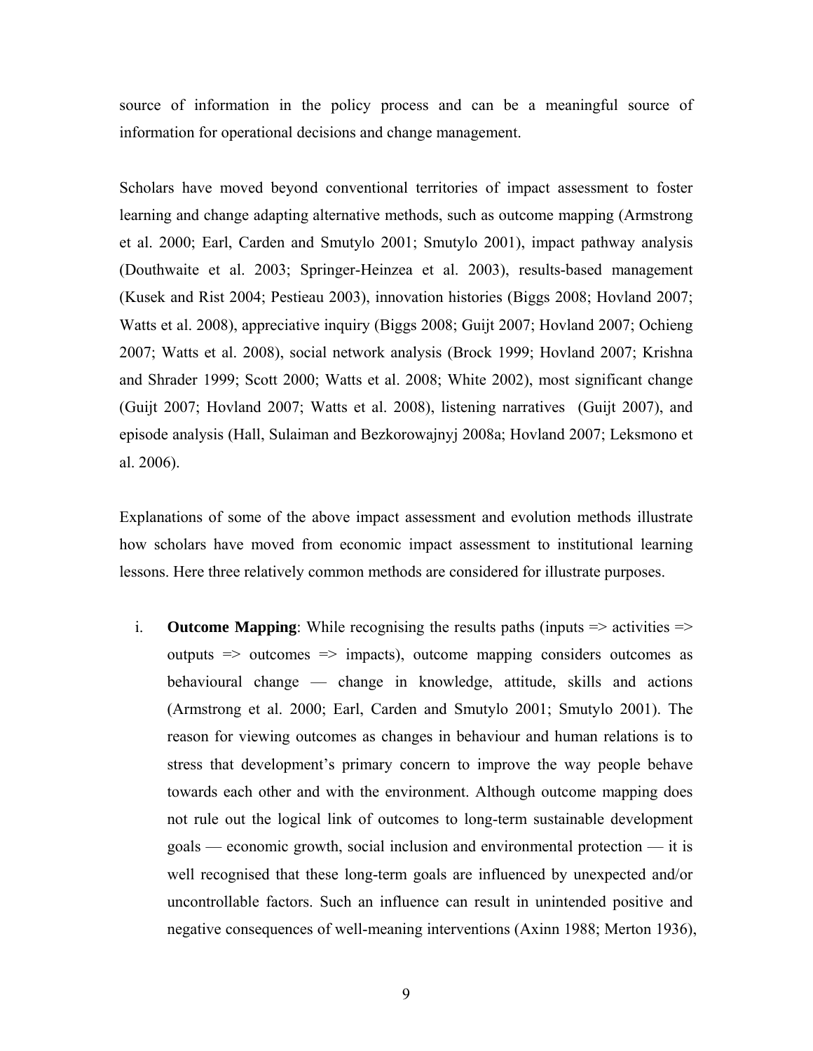source of information in the policy process and can be a meaningful source of information for operational decisions and change management.

Scholars have moved beyond conventional territories of impact assessment to foster learning and change adapting alternative methods, such as outcome mapping (Armstrong et al. 2000; Earl, Carden and Smutylo 2001; Smutylo 2001), impact pathway analysis (Douthwaite et al. 2003; Springer-Heinzea et al. 2003), results-based management (Kusek and Rist 2004; Pestieau 2003), innovation histories (Biggs 2008; Hovland 2007; Watts et al. 2008), appreciative inquiry (Biggs 2008; Guijt 2007; Hovland 2007; Ochieng 2007; Watts et al. 2008), social network analysis (Brock 1999; Hovland 2007; Krishna and Shrader 1999; Scott 2000; Watts et al. 2008; White 2002), most significant change (Guijt 2007; Hovland 2007; Watts et al. 2008), listening narratives (Guijt 2007), and episode analysis (Hall, Sulaiman and Bezkorowajnyj 2008a; Hovland 2007; Leksmono et al. 2006).

Explanations of some of the above impact assessment and evolution methods illustrate how scholars have moved from economic impact assessment to institutional learning lessons. Here three relatively common methods are considered for illustrate purposes.

i. **Outcome Mapping**: While recognising the results paths (inputs => activities => outputs => outcomes => impacts), outcome mapping considers outcomes as behavioural change — change in knowledge, attitude, skills and actions (Armstrong et al. 2000; Earl, Carden and Smutylo 2001; Smutylo 2001). The reason for viewing outcomes as changes in behaviour and human relations is to stress that development's primary concern to improve the way people behave towards each other and with the environment. Although outcome mapping does not rule out the logical link of outcomes to long-term sustainable development goals — economic growth, social inclusion and environmental protection — it is well recognised that these long-term goals are influenced by unexpected and/or uncontrollable factors. Such an influence can result in unintended positive and negative consequences of well-meaning interventions (Axinn 1988; Merton 1936),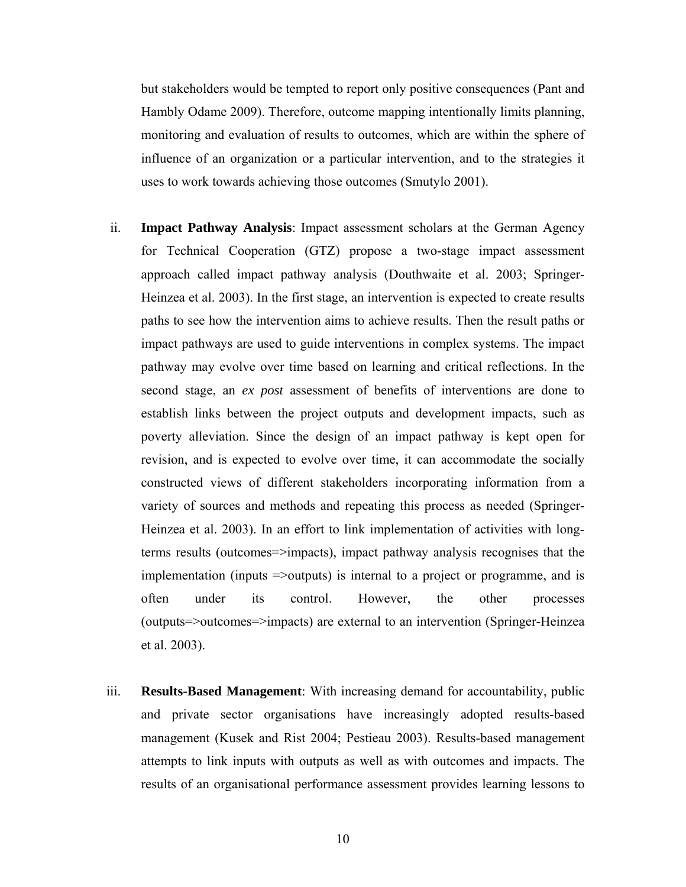but stakeholders would be tempted to report only positive consequences (Pant and Hambly Odame 2009). Therefore, outcome mapping intentionally limits planning, monitoring and evaluation of results to outcomes, which are within the sphere of influence of an organization or a particular intervention, and to the strategies it uses to work towards achieving those outcomes (Smutylo 2001).

ii. **Impact Pathway Analysis**: Impact assessment scholars at the German Agency for Technical Cooperation (GTZ) propose a two-stage impact assessment approach called impact pathway analysis (Douthwaite et al. 2003; Springer-Heinzea et al. 2003). In the first stage, an intervention is expected to create results paths to see how the intervention aims to achieve results. Then the result paths or impact pathways are used to guide interventions in complex systems. The impact pathway may evolve over time based on learning and critical reflections. In the second stage, an *ex post* assessment of benefits of interventions are done to establish links between the project outputs and development impacts, such as poverty alleviation. Since the design of an impact pathway is kept open for revision, and is expected to evolve over time, it can accommodate the socially constructed views of different stakeholders incorporating information from a variety of sources and methods and repeating this process as needed (Springer-Heinzea et al. 2003). In an effort to link implementation of activities with long-terms results (outcomes=>impacts), impact pathway analysis recognises that the implementation (inputs =>outputs) is internal to a project or programme, and is often under its control. However, the other processes (outputs=>outcomes=>impacts) are external to an intervention (Springer-Heinzea et al. 2003).

iii. **Results-Based Management**: With increasing demand for accountability, public and private sector organisations have increasingly adopted results-based management (Kusek and Rist 2004; Pestieau 2003). Results-based management attempts to link inputs with outputs as well as with outcomes and impacts. The results of an organisational performance assessment provides learning lessons to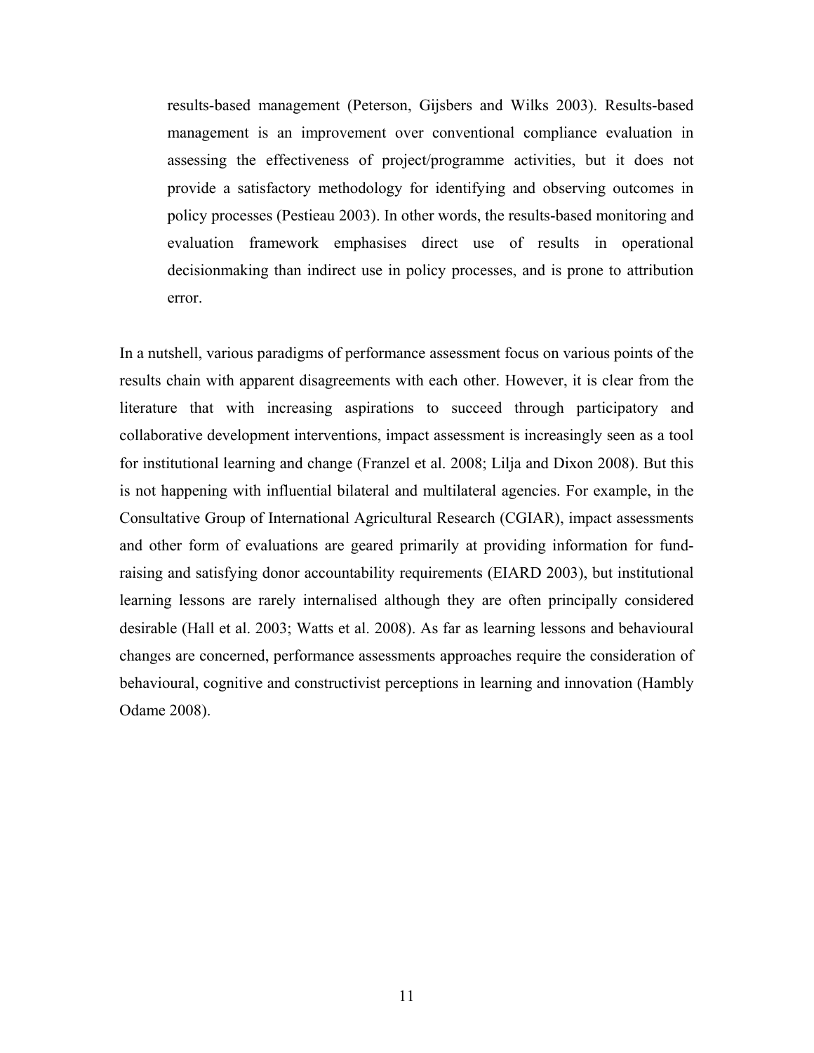results-based management (Peterson, Gijsbers and Wilks 2003). Results-based management is an improvement over conventional compliance evaluation in assessing the effectiveness of project/programme activities, but it does not provide a satisfactory methodology for identifying and observing outcomes in policy processes (Pestieau 2003). In other words, the results-based monitoring and evaluation framework emphasises direct use of results in operational decisionmaking than indirect use in policy processes, and is prone to attribution error.

In a nutshell, various paradigms of performance assessment focus on various points of the results chain with apparent disagreements with each other. However, it is clear from the literature that with increasing aspirations to succeed through participatory and collaborative development interventions, impact assessment is increasingly seen as a tool for institutional learning and change (Franzel et al. 2008; Lilja and Dixon 2008). But this is not happening with influential bilateral and multilateral agencies. For example, in the Consultative Group of International Agricultural Research (CGIAR), impact assessments and other form of evaluations are geared primarily at providing information for fund-raising and satisfying donor accountability requirements (EIARD 2003), but institutional learning lessons are rarely internalised although they are often principally considered desirable (Hall et al. 2003; Watts et al. 2008). As far as learning lessons and behavioural changes are concerned, performance assessments approaches require the consideration of behavioural, cognitive and constructivist perceptions in learning and innovation (Hambly Odame 2008).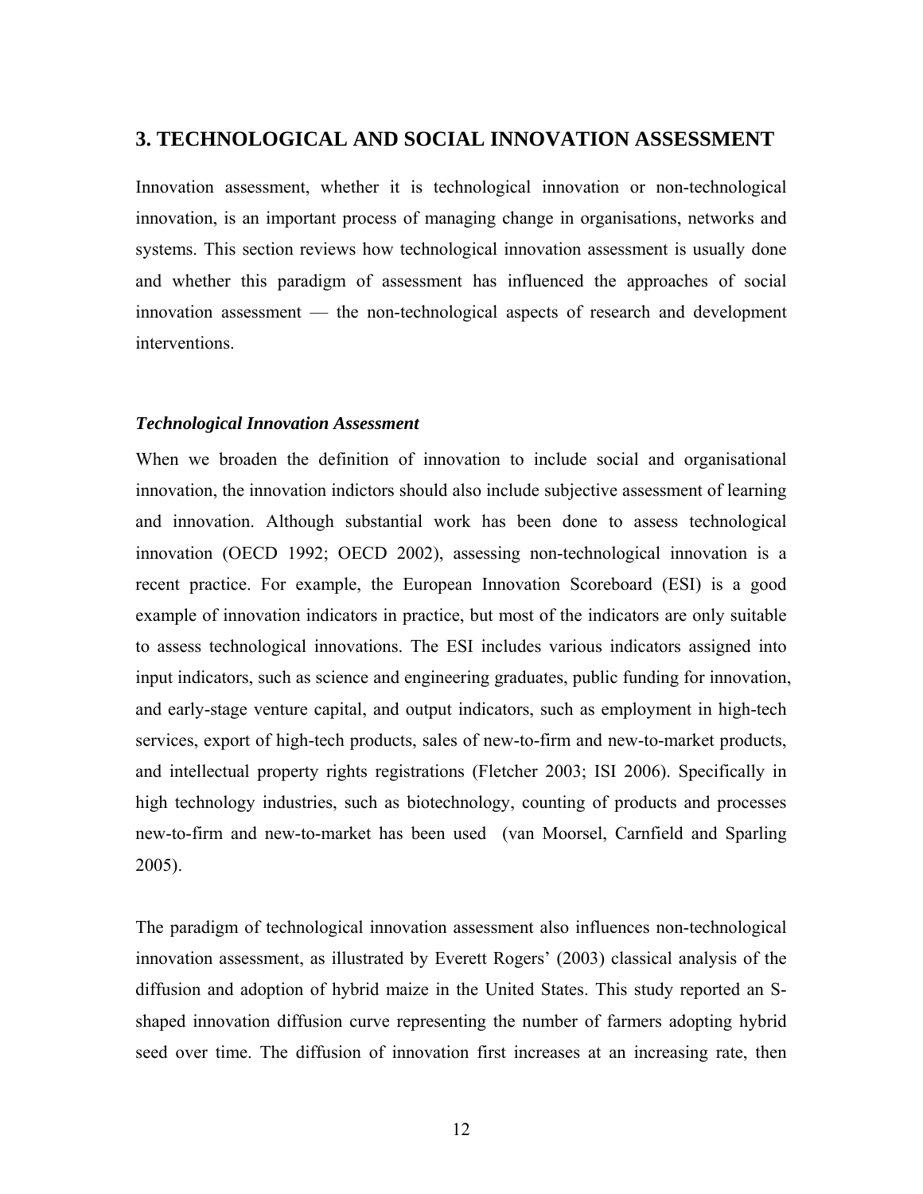## 3. TECHNOLOGICAL AND SOCIAL INNOVATION ASSESSMENT

Innovation assessment, whether it is technological innovation or non-technological innovation, is an important process of managing change in organisations, networks and systems. This section reviews how technological innovation assessment is usually done and whether this paradigm of assessment has influenced the approaches of social innovation assessment — the non-technological aspects of research and development interventions.

### *Technological Innovation Assessment*

When we broaden the definition of innovation to include social and organisational innovation, the innovation indictors should also include subjective assessment of learning and innovation. Although substantial work has been done to assess technological innovation (OECD 1992; OECD 2002), assessing non-technological innovation is a recent practice. For example, the European Innovation Scoreboard (ESI) is a good example of innovation indicators in practice, but most of the indicators are only suitable to assess technological innovations. The ESI includes various indicators assigned into input indicators, such as science and engineering graduates, public funding for innovation, and early-stage venture capital, and output indicators, such as employment in high-tech services, export of high-tech products, sales of new-to-firm and new-to-market products, and intellectual property rights registrations (Fletcher 2003; ISI 2006). Specifically in high technology industries, such as biotechnology, counting of products and processes new-to-firm and new-to-market has been used (van Moorsel, Carnfield and Sparling 2005).

The paradigm of technological innovation assessment also influences non-technological innovation assessment, as illustrated by Everett Rogers' (2003) classical analysis of the diffusion and adoption of hybrid maize in the United States. This study reported an S-shaped innovation diffusion curve representing the number of farmers adopting hybrid seed over time. The diffusion of innovation first increases at an increasing rate, then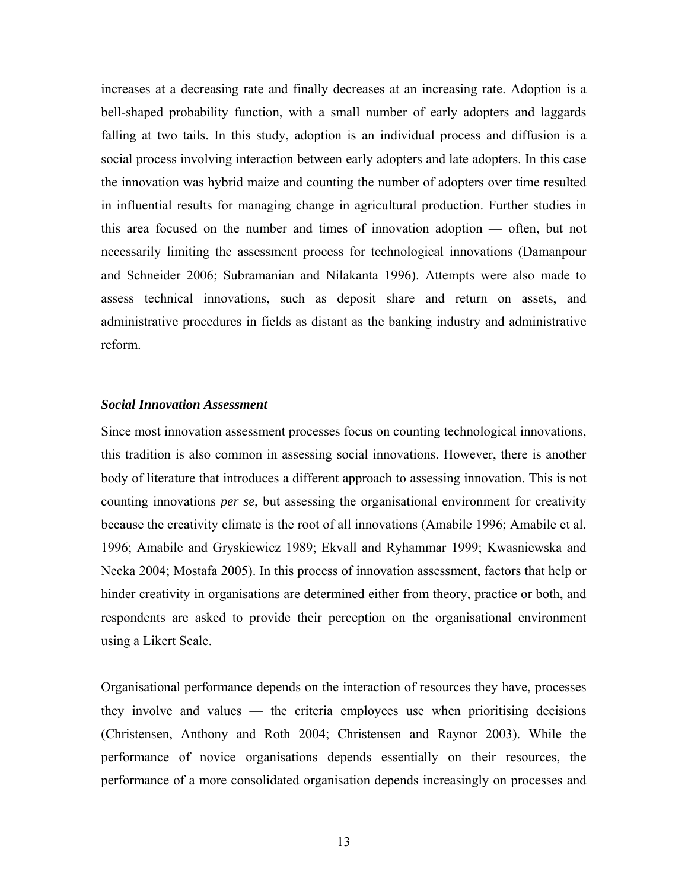increases at a decreasing rate and finally decreases at an increasing rate. Adoption is a bell-shaped probability function, with a small number of early adopters and laggards falling at two tails. In this study, adoption is an individual process and diffusion is a social process involving interaction between early adopters and late adopters. In this case the innovation was hybrid maize and counting the number of adopters over time resulted in influential results for managing change in agricultural production. Further studies in this area focused on the number and times of innovation adoption — often, but not necessarily limiting the assessment process for technological innovations (Damanpour and Schneider 2006; Subramanian and Nilakanta 1996). Attempts were also made to assess technical innovations, such as deposit share and return on assets, and administrative procedures in fields as distant as the banking industry and administrative reform.

### *Social Innovation Assessment*

Since most innovation assessment processes focus on counting technological innovations, this tradition is also common in assessing social innovations. However, there is another body of literature that introduces a different approach to assessing innovation. This is not counting innovations *per se*, but assessing the organisational environment for creativity because the creativity climate is the root of all innovations (Amabile 1996; Amabile et al. 1996; Amabile and Gryskiewicz 1989; Ekvall and Ryhammar 1999; Kwasniewska and Necka 2004; Mostafa 2005). In this process of innovation assessment, factors that help or hinder creativity in organisations are determined either from theory, practice or both, and respondents are asked to provide their perception on the organisational environment using a Likert Scale.

Organisational performance depends on the interaction of resources they have, processes they involve and values — the criteria employees use when prioritising decisions (Christensen, Anthony and Roth 2004; Christensen and Raynor 2003). While the performance of novice organisations depends essentially on their resources, the performance of a more consolidated organisation depends increasingly on processes and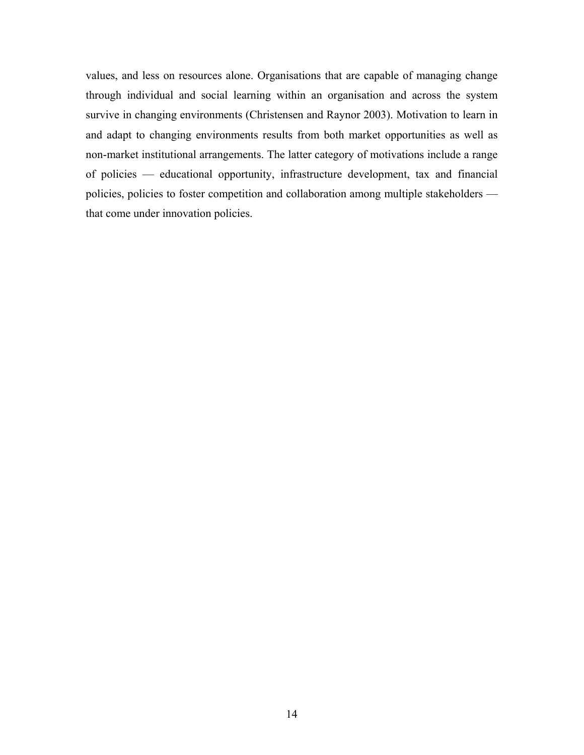values, and less on resources alone. Organisations that are capable of managing change through individual and social learning within an organisation and across the system survive in changing environments (Christensen and Raynor 2003). Motivation to learn in and adapt to changing environments results from both market opportunities as well as non-market institutional arrangements. The latter category of motivations include a range of policies — educational opportunity, infrastructure development, tax and financial policies, policies to foster competition and collaboration among multiple stakeholders — that come under innovation policies.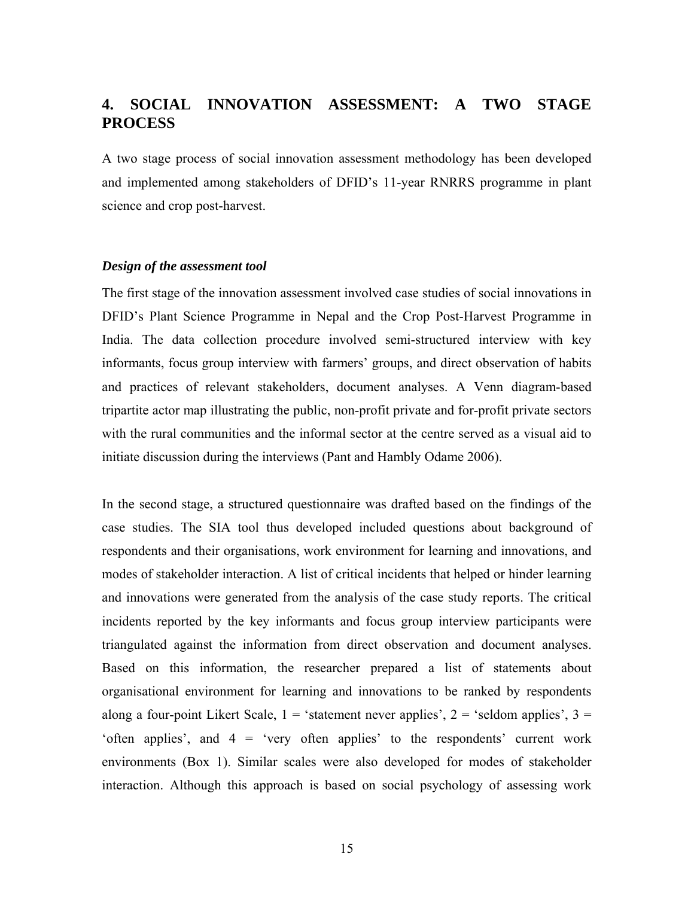## 4. SOCIAL INNOVATION ASSESSMENT: A TWO STAGE PROCESS

A two stage process of social innovation assessment methodology has been developed and implemented among stakeholders of DFID's 11-year RNRRS programme in plant science and crop post-harvest.

### *Design of the assessment tool*

The first stage of the innovation assessment involved case studies of social innovations in DFID's Plant Science Programme in Nepal and the Crop Post-Harvest Programme in India. The data collection procedure involved semi-structured interview with key informants, focus group interview with farmers' groups, and direct observation of habits and practices of relevant stakeholders, document analyses. A Venn diagram-based tripartite actor map illustrating the public, non-profit private and for-profit private sectors with the rural communities and the informal sector at the centre served as a visual aid to initiate discussion during the interviews (Pant and Hambly Odame 2006).

In the second stage, a structured questionnaire was drafted based on the findings of the case studies. The SIA tool thus developed included questions about background of respondents and their organisations, work environment for learning and innovations, and modes of stakeholder interaction. A list of critical incidents that helped or hinder learning and innovations were generated from the analysis of the case study reports. The critical incidents reported by the key informants and focus group interview participants were triangulated against the information from direct observation and document analyses. Based on this information, the researcher prepared a list of statements about organisational environment for learning and innovations to be ranked by respondents along a four-point Likert Scale, 1 = 'statement never applies', 2 = 'seldom applies', 3 = 'often applies', and 4 = 'very often applies' to the respondents' current work environments (Box 1). Similar scales were also developed for modes of stakeholder interaction. Although this approach is based on social psychology of assessing work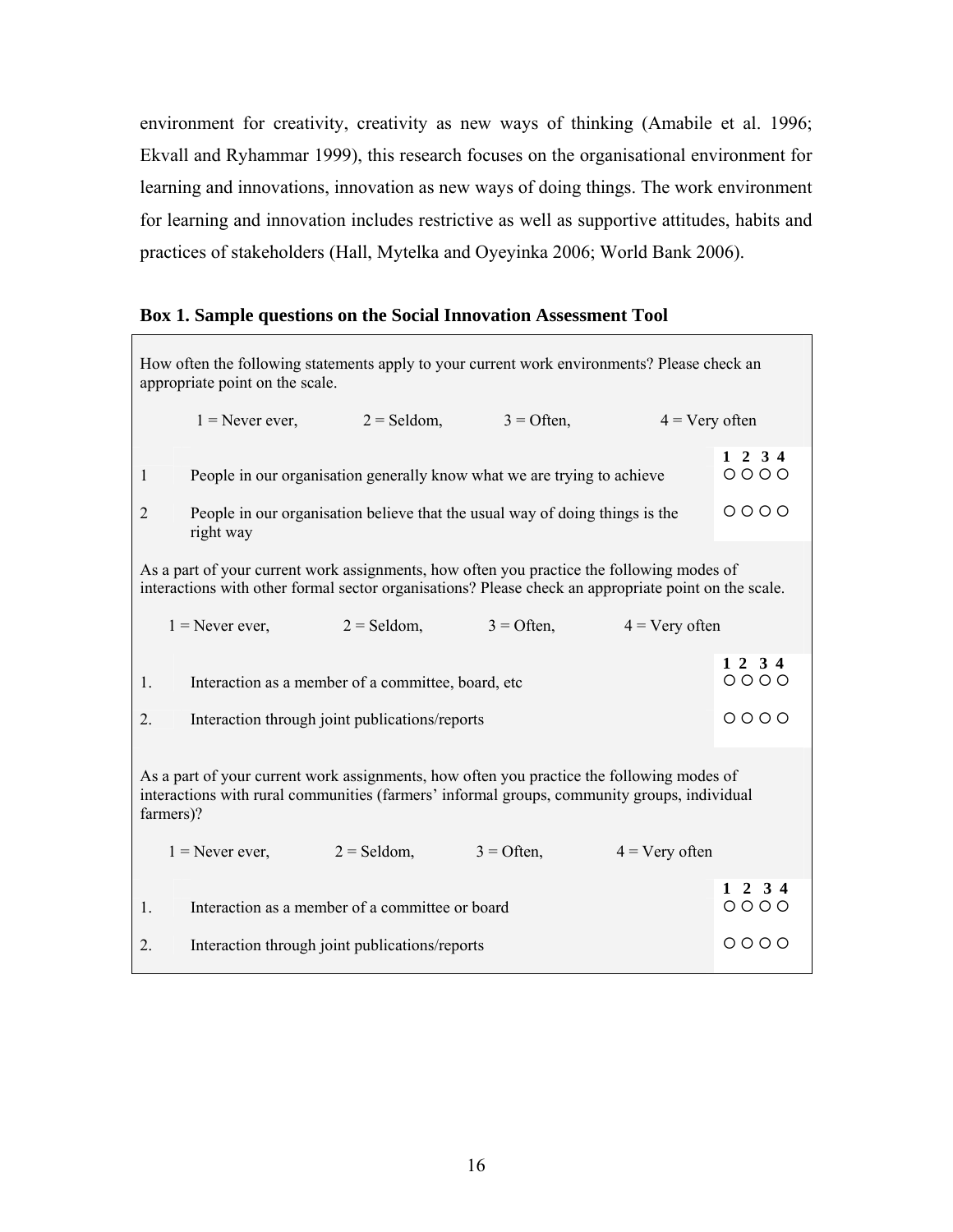environment for creativity, creativity as new ways of thinking (Amabile et al. 1996; Ekvall and Ryhammar 1999), this research focuses on the organisational environment for learning and innovations, innovation as new ways of doing things. The work environment for learning and innovation includes restrictive as well as supportive attitudes, habits and practices of stakeholders (Hall, Mytelka and Oyeyinka 2006; World Bank 2006).

**Box 1. Sample questions on the Social Innovation Assessment Tool**

How often the following statements apply to your current work environments? Please check an appropriate point on the scale.

1 = Never ever, 2 = Seldom, 3 = Often, 4 = Very often

| | | 1 2 3 4 |
|---|---|---|
| 1 | People in our organisation generally know what we are trying to achieve | ○ ○ ○ ○ |
| 2 | People in our organisation believe that the usual way of doing things is the right way | ○ ○ ○ ○ |

As a part of your current work assignments, how often you practice the following modes of interactions with other formal sector organisations? Please check an appropriate point on the scale.

1 = Never ever, 2 = Seldom, 3 = Often, 4 = Very often

| | | 1 2 3 4 |
|---|---|---|
| 1. | Interaction as a member of a committee, board, etc | ○ ○ ○ ○ |
| 2. | Interaction through joint publications/reports | ○ ○ ○ ○ |

As a part of your current work assignments, how often you practice the following modes of interactions with rural communities (farmers' informal groups, community groups, individual farmers)?

1 = Never ever, 2 = Seldom, 3 = Often, 4 = Very often

| | | 1 2 3 4 |
|---|---|---|
| 1. | Interaction as a member of a committee or board | ○ ○ ○ ○ |
| 2. | Interaction through joint publications/reports | ○ ○ ○ ○ |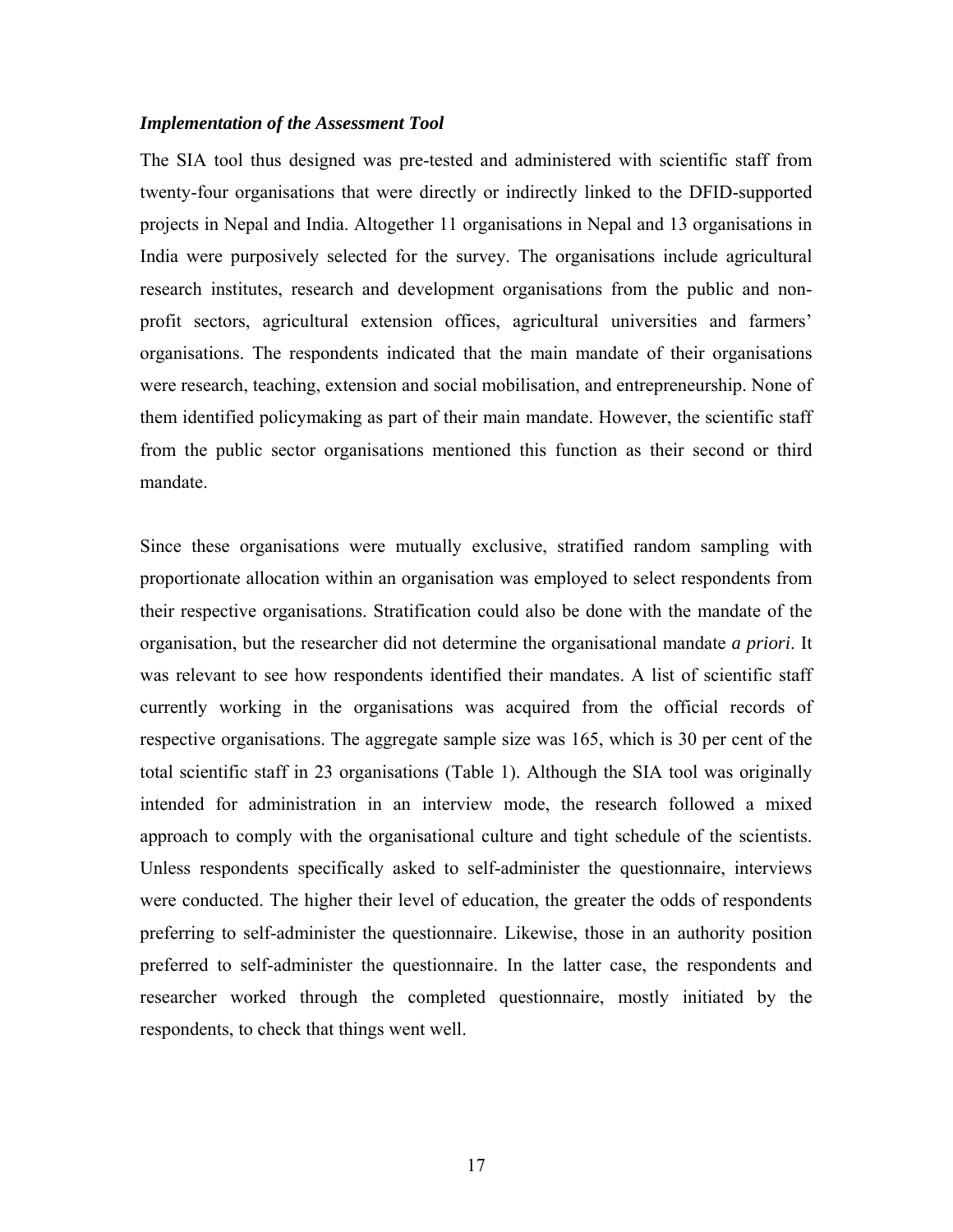### *Implementation of the Assessment Tool*

The SIA tool thus designed was pre-tested and administered with scientific staff from twenty-four organisations that were directly or indirectly linked to the DFID-supported projects in Nepal and India. Altogether 11 organisations in Nepal and 13 organisations in India were purposively selected for the survey. The organisations include agricultural research institutes, research and development organisations from the public and non-profit sectors, agricultural extension offices, agricultural universities and farmers' organisations. The respondents indicated that the main mandate of their organisations were research, teaching, extension and social mobilisation, and entrepreneurship. None of them identified policymaking as part of their main mandate. However, the scientific staff from the public sector organisations mentioned this function as their second or third mandate.

Since these organisations were mutually exclusive, stratified random sampling with proportionate allocation within an organisation was employed to select respondents from their respective organisations. Stratification could also be done with the mandate of the organisation, but the researcher did not determine the organisational mandate *a priori*. It was relevant to see how respondents identified their mandates. A list of scientific staff currently working in the organisations was acquired from the official records of respective organisations. The aggregate sample size was 165, which is 30 per cent of the total scientific staff in 23 organisations (Table 1). Although the SIA tool was originally intended for administration in an interview mode, the research followed a mixed approach to comply with the organisational culture and tight schedule of the scientists. Unless respondents specifically asked to self-administer the questionnaire, interviews were conducted. The higher their level of education, the greater the odds of respondents preferring to self-administer the questionnaire. Likewise, those in an authority position preferred to self-administer the questionnaire. In the latter case, the respondents and researcher worked through the completed questionnaire, mostly initiated by the respondents, to check that things went well.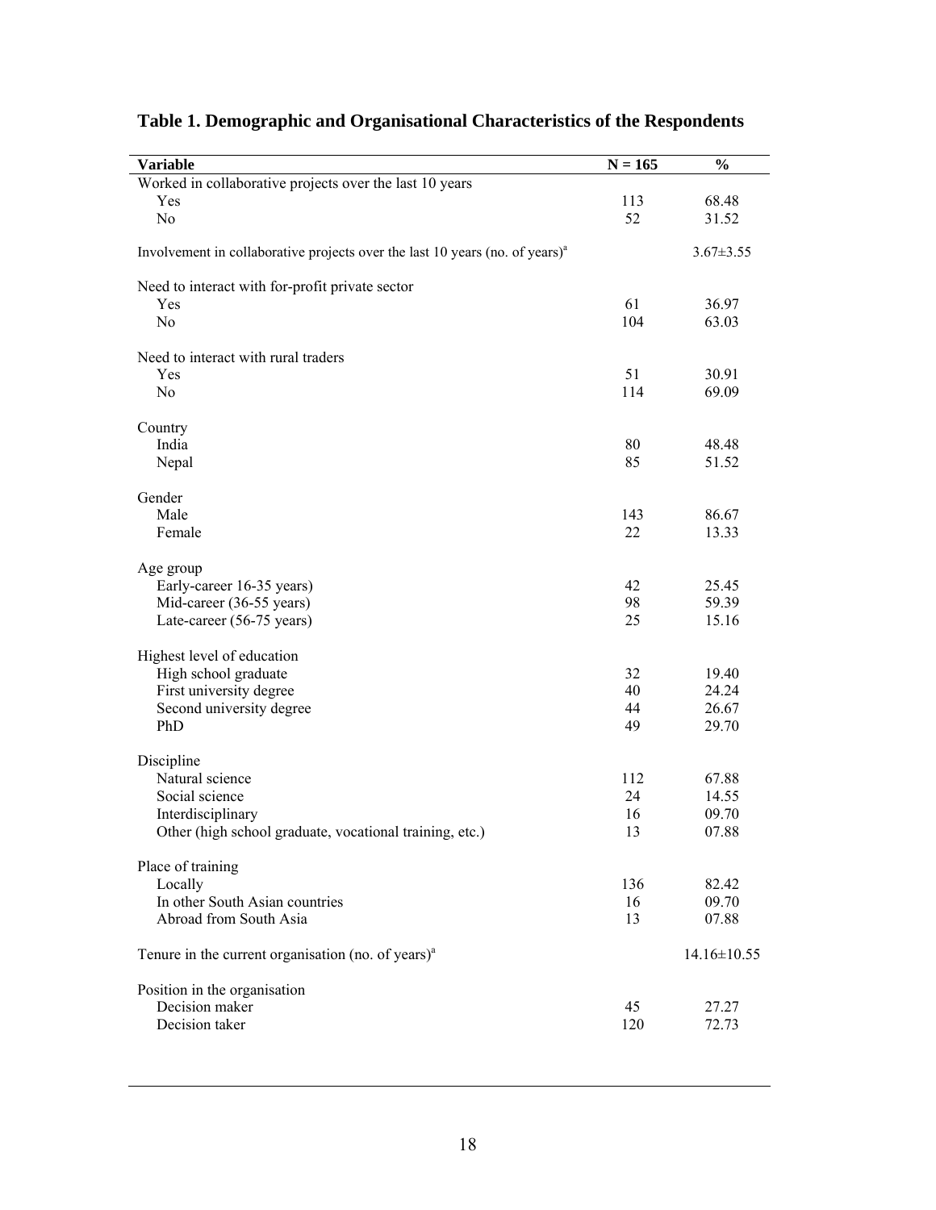**Table 1. Demographic and Organisational Characteristics of the Respondents**

| Variable | N = 165 | % |
|---|---|---|
| Worked in collaborative projects over the last 10 years | | |
| Yes | 113 | 68.48 |
| No | 52 | 31.52 |
| Involvement in collaborative projects over the last 10 years (no. of years)[a] | | 3.67±3.55 |
| Need to interact with for-profit private sector | | |
| Yes | 61 | 36.97 |
| No | 104 | 63.03 |
| Need to interact with rural traders | | |
| Yes | 51 | 30.91 |
| No | 114 | 69.09 |
| Country | | |
| India | 80 | 48.48 |
| Nepal | 85 | 51.52 |
| Gender | | |
| Male | 143 | 86.67 |
| Female | 22 | 13.33 |
| Age group | | |
| Early-career 16-35 years) | 42 | 25.45 |
| Mid-career (36-55 years) | 98 | 59.39 |
| Late-career (56-75 years) | 25 | 15.16 |
| Highest level of education | | |
| High school graduate | 32 | 19.40 |
| First university degree | 40 | 24.24 |
| Second university degree | 44 | 26.67 |
| PhD | 49 | 29.70 |
| Discipline | | |
| Natural science | 112 | 67.88 |
| Social science | 24 | 14.55 |
| Interdisciplinary | 16 | 09.70 |
| Other (high school graduate, vocational training, etc.) | 13 | 07.88 |
| Place of training | | |
| Locally | 136 | 82.42 |
| In other South Asian countries | 16 | 09.70 |
| Abroad from South Asia | 13 | 07.88 |
| Tenure in the current organisation (no. of years)[a] | | 14.16±10.55 |
| Position in the organisation | | |
| Decision maker | 45 | 27.27 |
| Decision taker | 120 | 72.73 |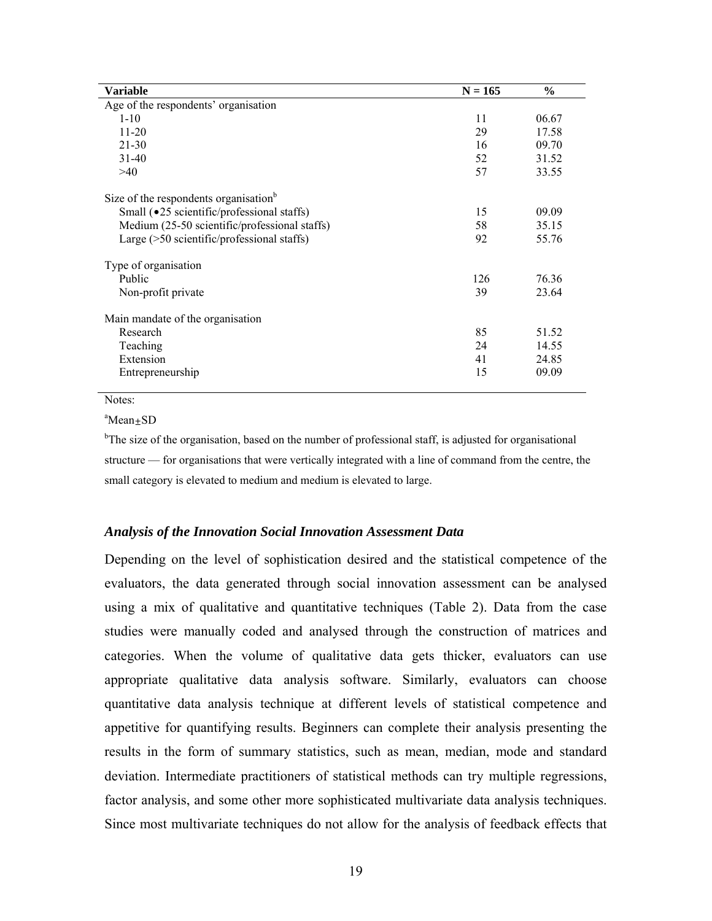| Variable | N = 165 | % |
|---|---|---|
| Age of the respondents' organisation | | |
| 1-10 | 11 | 06.67 |
| 11-20 | 29 | 17.58 |
| 21-30 | 16 | 09.70 |
| 31-40 | 52 | 31.52 |
| >40 | 57 | 33.55 |
| Size of the respondents organisation[b] | | |
| Small (•25 scientific/professional staffs) | 15 | 09.09 |
| Medium (25-50 scientific/professional staffs) | 58 | 35.15 |
| Large (>50 scientific/professional staffs) | 92 | 55.76 |
| Type of organisation | | |
| Public | 126 | 76.36 |
| Non-profit private | 39 | 23.64 |
| Main mandate of the organisation | | |
| Research | 85 | 51.52 |
| Teaching | 24 | 14.55 |
| Extension | 41 | 24.85 |
| Entrepreneurship | 15 | 09.09 |

Notes:

[a]Mean±SD

[b]The size of the organisation, based on the number of professional staff, is adjusted for organisational structure — for organisations that were vertically integrated with a line of command from the centre, the small category is elevated to medium and medium is elevated to large.

### *Analysis of the Innovation Social Innovation Assessment Data*

Depending on the level of sophistication desired and the statistical competence of the evaluators, the data generated through social innovation assessment can be analysed using a mix of qualitative and quantitative techniques (Table 2). Data from the case studies were manually coded and analysed through the construction of matrices and categories. When the volume of qualitative data gets thicker, evaluators can use appropriate qualitative data analysis software. Similarly, evaluators can choose quantitative data analysis technique at different levels of statistical competence and appetitive for quantifying results. Beginners can complete their analysis presenting the results in the form of summary statistics, such as mean, median, mode and standard deviation. Intermediate practitioners of statistical methods can try multiple regressions, factor analysis, and some other more sophisticated multivariate data analysis techniques. Since most multivariate techniques do not allow for the analysis of feedback effects that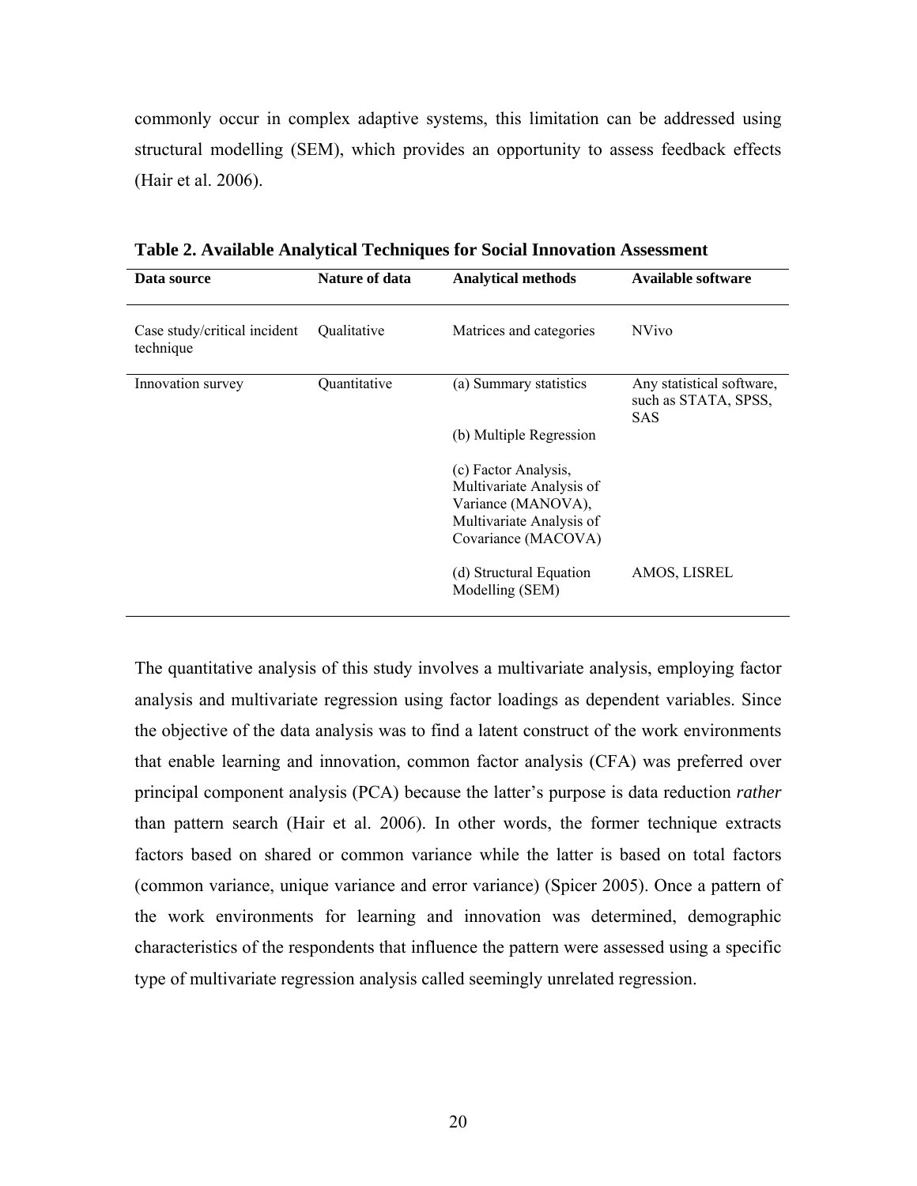commonly occur in complex adaptive systems, this limitation can be addressed using structural modelling (SEM), which provides an opportunity to assess feedback effects (Hair et al. 2006).

**Table 2. Available Analytical Techniques for Social Innovation Assessment**

| Data source | Nature of data | Analytical methods | Available software |
|---|---|---|---|
| Case study/critical incident technique | Qualitative | Matrices and categories | NVivo |
| Innovation survey | Quantitative | (a) Summary statistics | Any statistical software, such as STATA, SPSS, SAS |
| | | (b) Multiple Regression | |
| | | (c) Factor Analysis, Multivariate Analysis of Variance (MANOVA), Multivariate Analysis of Covariance (MACOVA) | |
| | | (d) Structural Equation Modelling (SEM) | AMOS, LISREL |

The quantitative analysis of this study involves a multivariate analysis, employing factor analysis and multivariate regression using factor loadings as dependent variables. Since the objective of the data analysis was to find a latent construct of the work environments that enable learning and innovation, common factor analysis (CFA) was preferred over principal component analysis (PCA) because the latter's purpose is data reduction *rather* than pattern search (Hair et al. 2006). In other words, the former technique extracts factors based on shared or common variance while the latter is based on total factors (common variance, unique variance and error variance) (Spicer 2005). Once a pattern of the work environments for learning and innovation was determined, demographic characteristics of the respondents that influence the pattern were assessed using a specific type of multivariate regression analysis called seemingly unrelated regression.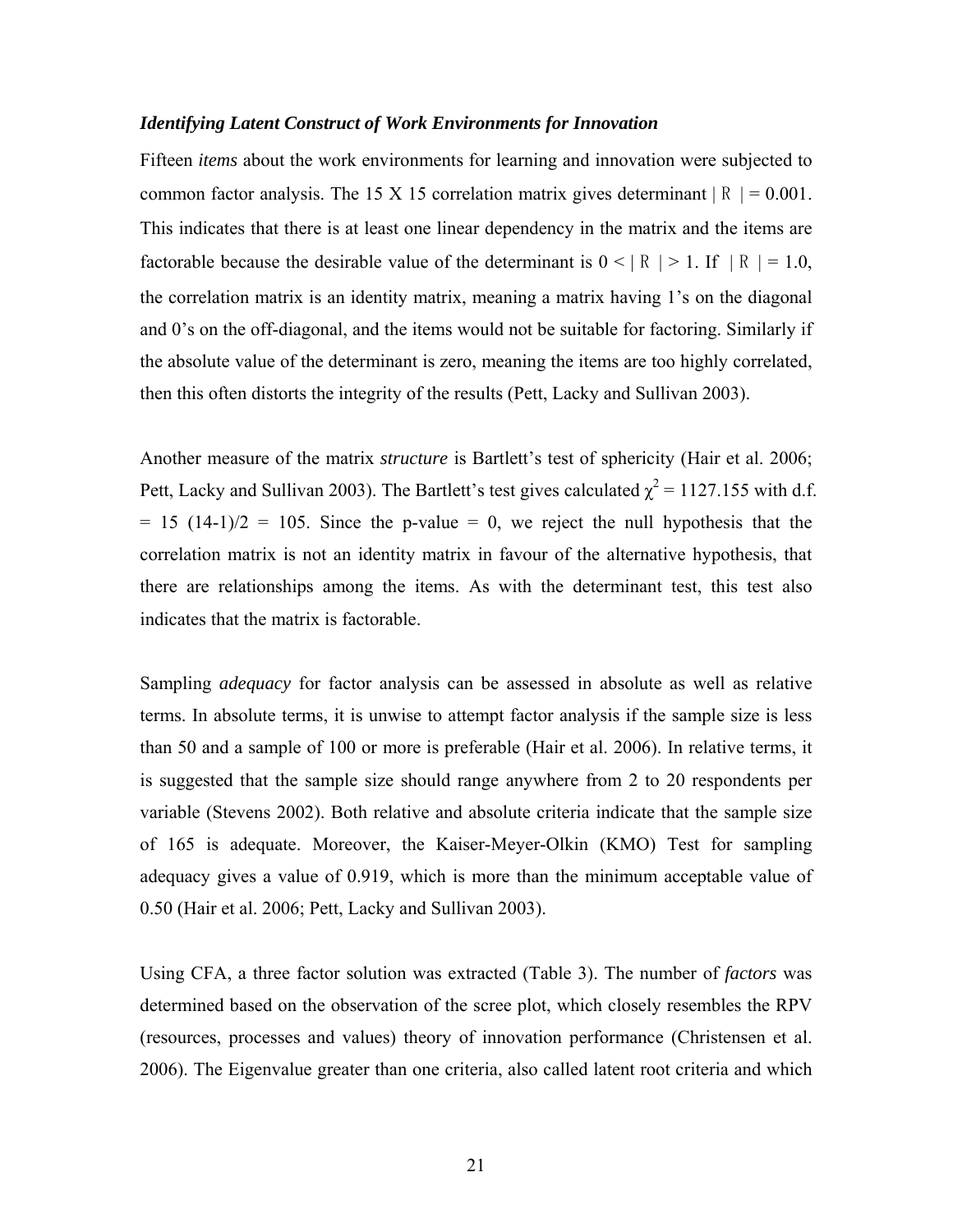### *Identifying Latent Construct of Work Environments for Innovation*

Fifteen *items* about the work environments for learning and innovation were subjected to common factor analysis. The 15 X 15 correlation matrix gives determinant $|R| = 0.001$. This indicates that there is at least one linear dependency in the matrix and the items are factorable because the desirable value of the determinant is $0 < |R| > 1$. If $|R| = 1.0$, the correlation matrix is an identity matrix, meaning a matrix having 1's on the diagonal and 0's on the off-diagonal, and the items would not be suitable for factoring. Similarly if the absolute value of the determinant is zero, meaning the items are too highly correlated, then this often distorts the integrity of the results (Pett, Lacky and Sullivan 2003).

Another measure of the matrix *structure* is Bartlett's test of sphericity (Hair et al. 2006; Pett, Lacky and Sullivan 2003). The Bartlett's test gives calculated $\chi^2 = 1127.155$ with d.f. $= 15\ (14\text{-}1)/2 = 105$. Since the p-value = 0, we reject the null hypothesis that the correlation matrix is not an identity matrix in favour of the alternative hypothesis, that there are relationships among the items. As with the determinant test, this test also indicates that the matrix is factorable.

Sampling *adequacy* for factor analysis can be assessed in absolute as well as relative terms. In absolute terms, it is unwise to attempt factor analysis if the sample size is less than 50 and a sample of 100 or more is preferable (Hair et al. 2006). In relative terms, it is suggested that the sample size should range anywhere from 2 to 20 respondents per variable (Stevens 2002). Both relative and absolute criteria indicate that the sample size of 165 is adequate. Moreover, the Kaiser-Meyer-Olkin (KMO) Test for sampling adequacy gives a value of 0.919, which is more than the minimum acceptable value of 0.50 (Hair et al. 2006; Pett, Lacky and Sullivan 2003).

Using CFA, a three factor solution was extracted (Table 3). The number of *factors* was determined based on the observation of the scree plot, which closely resembles the RPV (resources, processes and values) theory of innovation performance (Christensen et al. 2006). The Eigenvalue greater than one criteria, also called latent root criteria and which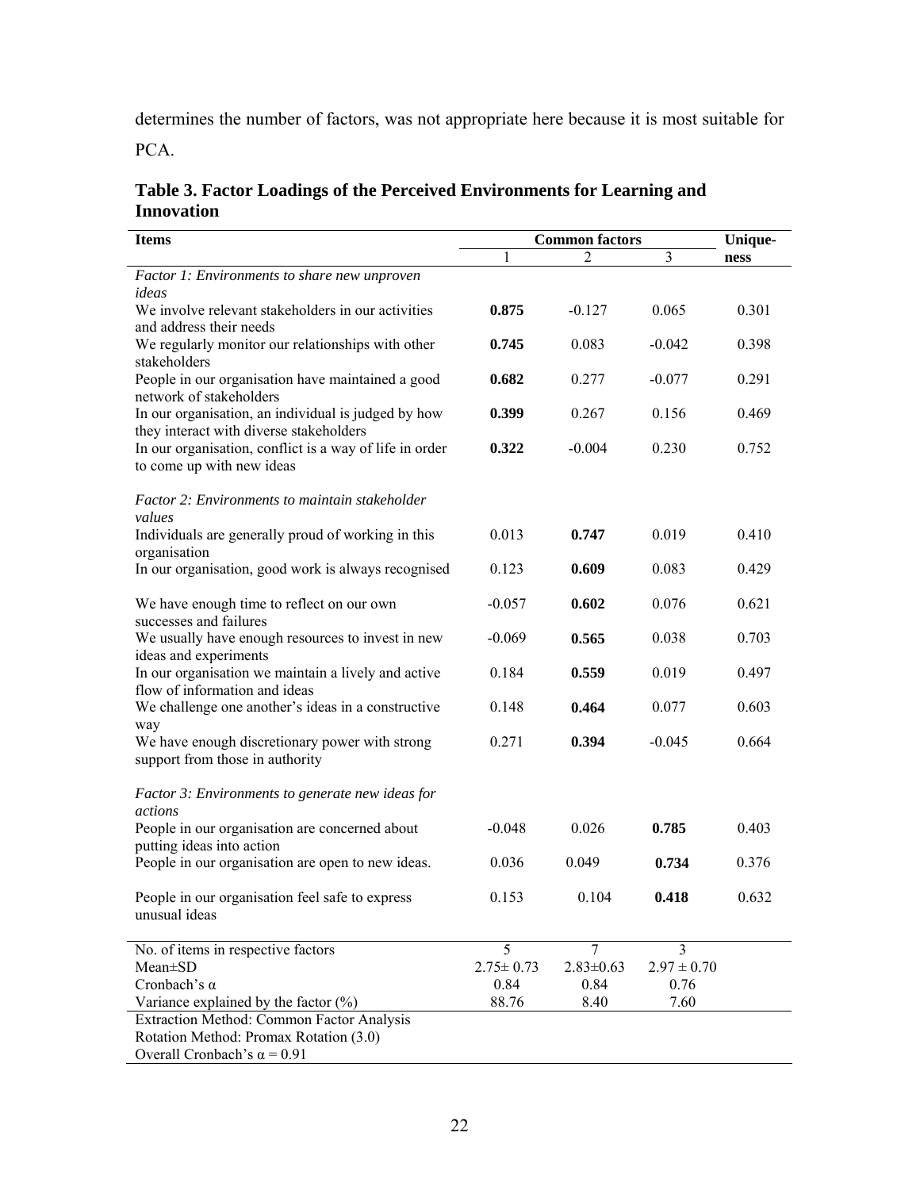determines the number of factors, was not appropriate here because it is most suitable for PCA.

**Table 3. Factor Loadings of the Perceived Environments for Learning and Innovation**

| Items | Common factors | | | Uniqueness |
|---|---|---|---|---|
| | 1 | 2 | 3 | |
| *Factor 1: Environments to share new unproven ideas* | | | | |
| We involve relevant stakeholders in our activities and address their needs | **0.875** | -0.127 | 0.065 | 0.301 |
| We regularly monitor our relationships with other stakeholders | **0.745** | 0.083 | -0.042 | 0.398 |
| People in our organisation have maintained a good network of stakeholders | **0.682** | 0.277 | -0.077 | 0.291 |
| In our organisation, an individual is judged by how they interact with diverse stakeholders | **0.399** | 0.267 | 0.156 | 0.469 |
| In our organisation, conflict is a way of life in order to come up with new ideas | **0.322** | -0.004 | 0.230 | 0.752 |
| *Factor 2: Environments to maintain stakeholder values* | | | | |
| Individuals are generally proud of working in this organisation | 0.013 | **0.747** | 0.019 | 0.410 |
| In our organisation, good work is always recognised | 0.123 | **0.609** | 0.083 | 0.429 |
| We have enough time to reflect on our own successes and failures | -0.057 | **0.602** | 0.076 | 0.621 |
| We usually have enough resources to invest in new ideas and experiments | -0.069 | **0.565** | 0.038 | 0.703 |
| In our organisation we maintain a lively and active flow of information and ideas | 0.184 | **0.559** | 0.019 | 0.497 |
| We challenge one another's ideas in a constructive way | 0.148 | **0.464** | 0.077 | 0.603 |
| We have enough discretionary power with strong support from those in authority | 0.271 | **0.394** | -0.045 | 0.664 |
| *Factor 3: Environments to generate new ideas for actions* | | | | |
| People in our organisation are concerned about putting ideas into action | -0.048 | 0.026 | **0.785** | 0.403 |
| People in our organisation are open to new ideas. | 0.036 | 0.049 | **0.734** | 0.376 |
| People in our organisation feel safe to express unusual ideas | 0.153 | 0.104 | **0.418** | 0.632 |
| No. of items in respective factors | 5 | 7 | 3 | |
| Mean±SD | 2.75± 0.73 | 2.83±0.63 | 2.97 ± 0.70 | |
| Cronbach's α | 0.84 | 0.84 | 0.76 | |
| Variance explained by the factor (%) | 88.76 | 8.40 | 7.60 | |

Extraction Method: Common Factor Analysis
Rotation Method: Promax Rotation (3.0)
Overall Cronbach's α = 0.91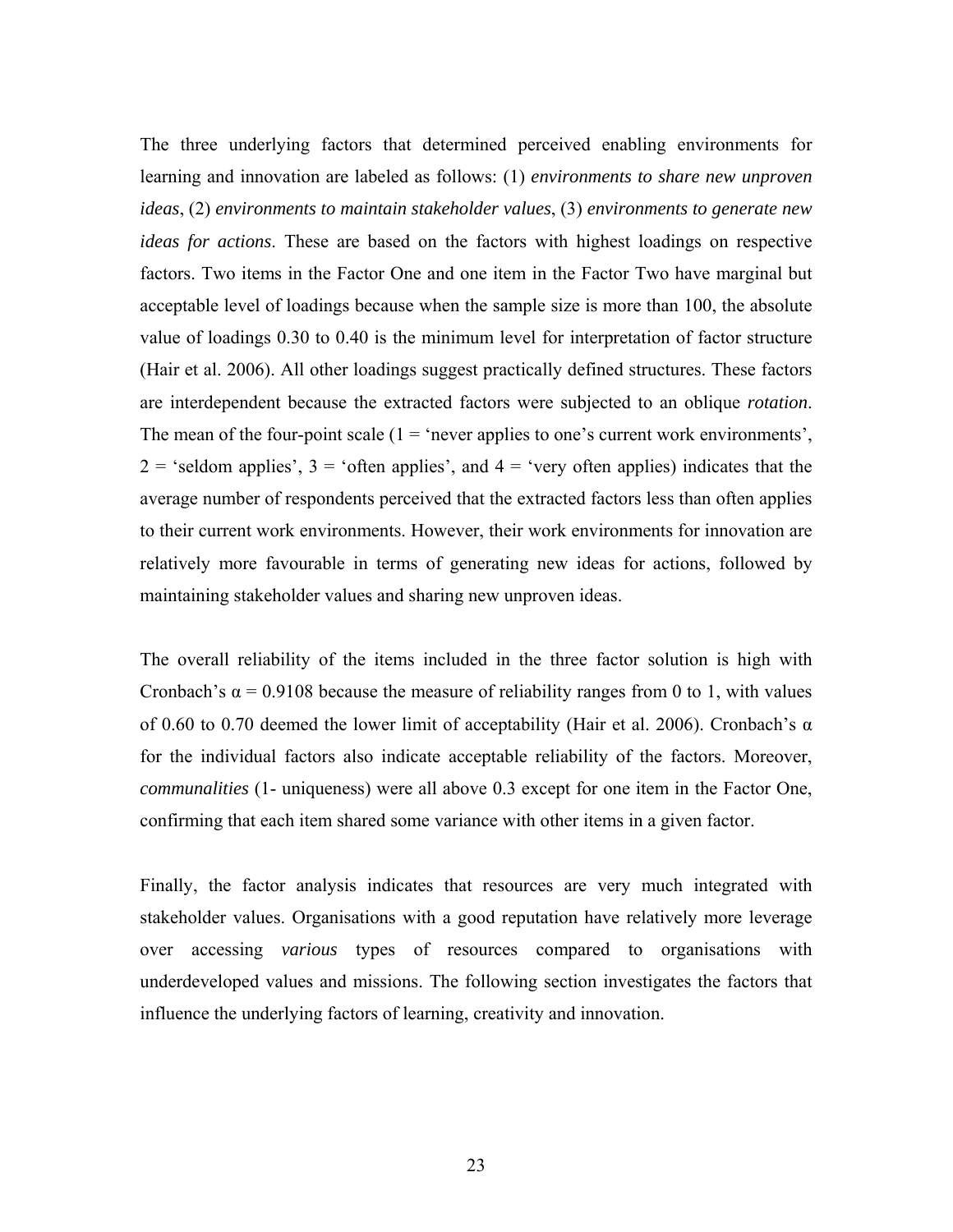The three underlying factors that determined perceived enabling environments for learning and innovation are labeled as follows: (1) *environments to share new unproven ideas*, (2) *environments to maintain stakeholder values*, (3) *environments to generate new ideas for actions*. These are based on the factors with highest loadings on respective factors. Two items in the Factor One and one item in the Factor Two have marginal but acceptable level of loadings because when the sample size is more than 100, the absolute value of loadings 0.30 to 0.40 is the minimum level for interpretation of factor structure (Hair et al. 2006). All other loadings suggest practically defined structures. These factors are interdependent because the extracted factors were subjected to an oblique *rotation*. The mean of the four-point scale (1 = 'never applies to one's current work environments', 2 = 'seldom applies', 3 = 'often applies', and 4 = 'very often applies) indicates that the average number of respondents perceived that the extracted factors less than often applies to their current work environments. However, their work environments for innovation are relatively more favourable in terms of generating new ideas for actions, followed by maintaining stakeholder values and sharing new unproven ideas.

The overall reliability of the items included in the three factor solution is high with Cronbach's $\alpha = 0.9108$ because the measure of reliability ranges from 0 to 1, with values of 0.60 to 0.70 deemed the lower limit of acceptability (Hair et al. 2006). Cronbach's $\alpha$ for the individual factors also indicate acceptable reliability of the factors. Moreover, *communalities* (1- uniqueness) were all above 0.3 except for one item in the Factor One, confirming that each item shared some variance with other items in a given factor.

Finally, the factor analysis indicates that resources are very much integrated with stakeholder values. Organisations with a good reputation have relatively more leverage over accessing *various* types of resources compared to organisations with underdeveloped values and missions. The following section investigates the factors that influence the underlying factors of learning, creativity and innovation.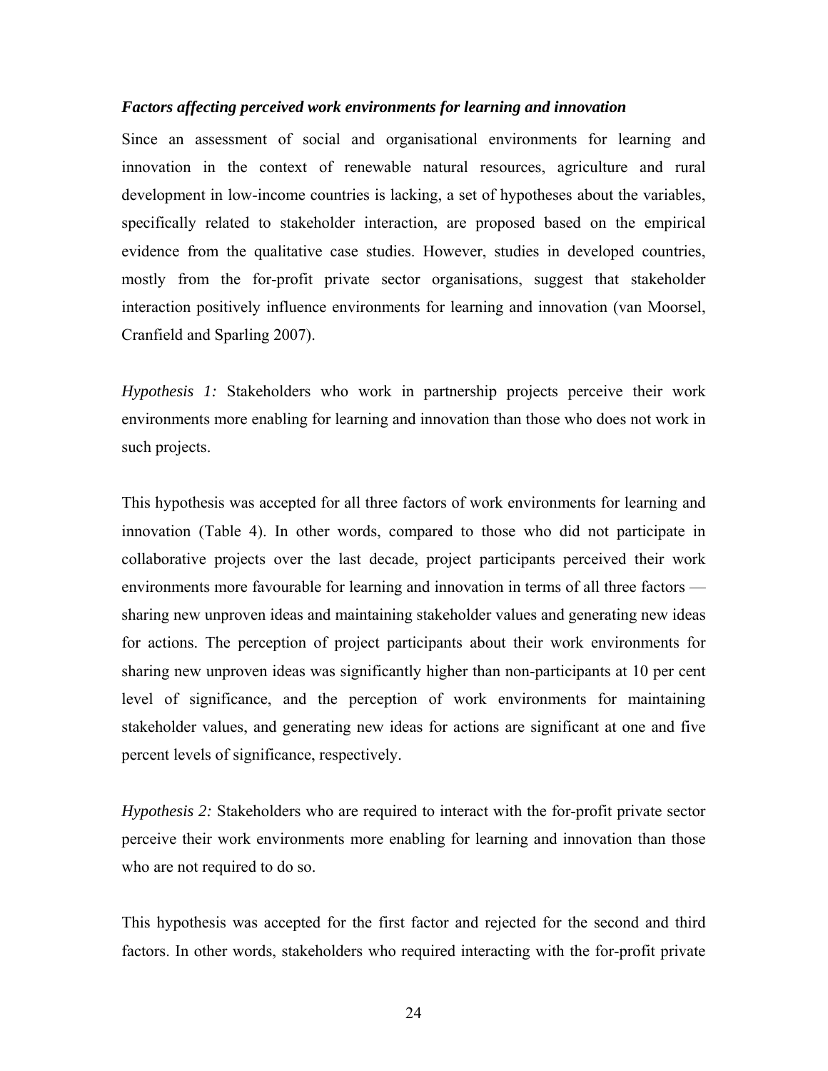### *Factors affecting perceived work environments for learning and innovation*

Since an assessment of social and organisational environments for learning and innovation in the context of renewable natural resources, agriculture and rural development in low-income countries is lacking, a set of hypotheses about the variables, specifically related to stakeholder interaction, are proposed based on the empirical evidence from the qualitative case studies. However, studies in developed countries, mostly from the for-profit private sector organisations, suggest that stakeholder interaction positively influence environments for learning and innovation (van Moorsel, Cranfield and Sparling 2007).

*Hypothesis 1:* Stakeholders who work in partnership projects perceive their work environments more enabling for learning and innovation than those who does not work in such projects.

This hypothesis was accepted for all three factors of work environments for learning and innovation (Table 4). In other words, compared to those who did not participate in collaborative projects over the last decade, project participants perceived their work environments more favourable for learning and innovation in terms of all three factors — sharing new unproven ideas and maintaining stakeholder values and generating new ideas for actions. The perception of project participants about their work environments for sharing new unproven ideas was significantly higher than non-participants at 10 per cent level of significance, and the perception of work environments for maintaining stakeholder values, and generating new ideas for actions are significant at one and five percent levels of significance, respectively.

*Hypothesis 2:* Stakeholders who are required to interact with the for-profit private sector perceive their work environments more enabling for learning and innovation than those who are not required to do so.

This hypothesis was accepted for the first factor and rejected for the second and third factors. In other words, stakeholders who required interacting with the for-profit private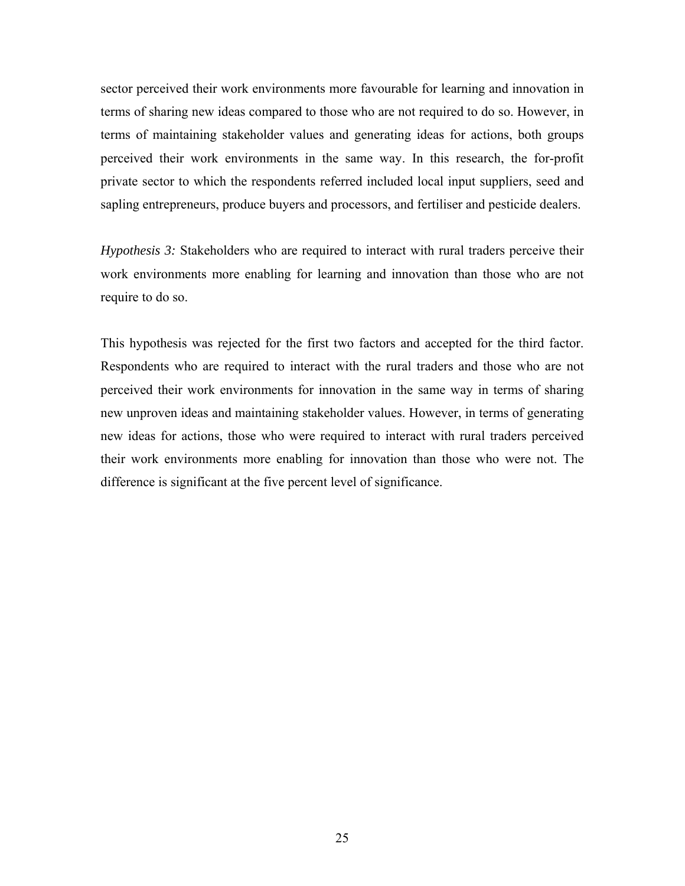sector perceived their work environments more favourable for learning and innovation in terms of sharing new ideas compared to those who are not required to do so. However, in terms of maintaining stakeholder values and generating ideas for actions, both groups perceived their work environments in the same way. In this research, the for-profit private sector to which the respondents referred included local input suppliers, seed and sapling entrepreneurs, produce buyers and processors, and fertiliser and pesticide dealers.

*Hypothesis 3:* Stakeholders who are required to interact with rural traders perceive their work environments more enabling for learning and innovation than those who are not require to do so.

This hypothesis was rejected for the first two factors and accepted for the third factor. Respondents who are required to interact with the rural traders and those who are not perceived their work environments for innovation in the same way in terms of sharing new unproven ideas and maintaining stakeholder values. However, in terms of generating new ideas for actions, those who were required to interact with rural traders perceived their work environments more enabling for innovation than those who were not. The difference is significant at the five percent level of significance.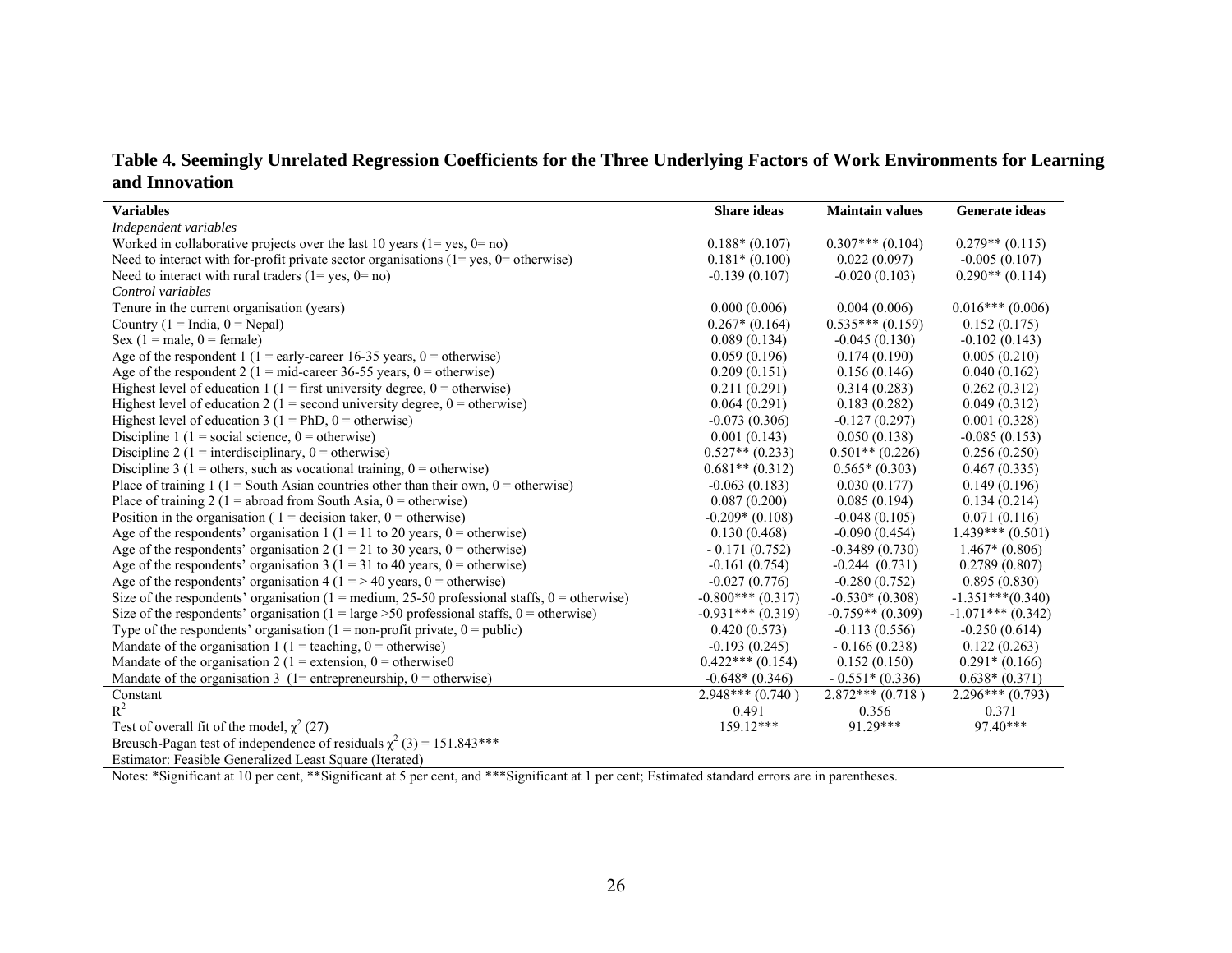**Table 4. Seemingly Unrelated Regression Coefficients for the Three Underlying Factors of Work Environments for Learning and Innovation**

| Variables | Share ideas | Maintain values | Generate ideas |
|---|---|---|---|
| *Independent variables* | | | |
| Worked in collaborative projects over the last 10 years (1= yes, 0= no) | 0.188* (0.107) | 0.307*** (0.104) | 0.279** (0.115) |
| Need to interact with for-profit private sector organisations (1= yes, 0= otherwise) | 0.181* (0.100) | 0.022 (0.097) | -0.005 (0.107) |
| Need to interact with rural traders (1= yes, 0= no) | -0.139 (0.107) | -0.020 (0.103) | 0.290** (0.114) |
| *Control variables* | | | |
| Tenure in the current organisation (years) | 0.000 (0.006) | 0.004 (0.006) | 0.016*** (0.006) |
| Country (1 = India, 0 = Nepal) | 0.267* (0.164) | 0.535*** (0.159) | 0.152 (0.175) |
| Sex (1 = male, 0 = female) | 0.089 (0.134) | -0.045 (0.130) | -0.102 (0.143) |
| Age of the respondent 1 (1 = early-career 16-35 years, 0 = otherwise) | 0.059 (0.196) | 0.174 (0.190) | 0.005 (0.210) |
| Age of the respondent 2 (1 = mid-career 36-55 years, 0 = otherwise) | 0.209 (0.151) | 0.156 (0.146) | 0.040 (0.162) |
| Highest level of education 1 (1 = first university degree, 0 = otherwise) | 0.211 (0.291) | 0.314 (0.283) | 0.262 (0.312) |
| Highest level of education 2 (1 = second university degree, 0 = otherwise) | 0.064 (0.291) | 0.183 (0.282) | 0.049 (0.312) |
| Highest level of education 3 (1 = PhD, 0 = otherwise) | -0.073 (0.306) | -0.127 (0.297) | 0.001 (0.328) |
| Discipline 1 (1 = social science, 0 = otherwise) | 0.001 (0.143) | 0.050 (0.138) | -0.085 (0.153) |
| Discipline 2 (1 = interdisciplinary, 0 = otherwise) | 0.527** (0.233) | 0.501** (0.226) | 0.256 (0.250) |
| Discipline 3 (1 = others, such as vocational training, 0 = otherwise) | 0.681** (0.312) | 0.565* (0.303) | 0.467 (0.335) |
| Place of training 1 (1 = South Asian countries other than their own, 0 = otherwise) | -0.063 (0.183) | 0.030 (0.177) | 0.149 (0.196) |
| Place of training 2 (1 = abroad from South Asia, 0 = otherwise) | 0.087 (0.200) | 0.085 (0.194) | 0.134 (0.214) |
| Position in the organisation ( 1 = decision taker, 0 = otherwise) | -0.209* (0.108) | -0.048 (0.105) | 0.071 (0.116) |
| Age of the respondents' organisation 1 (1 = 11 to 20 years, 0 = otherwise) | 0.130 (0.468) | -0.090 (0.454) | 1.439*** (0.501) |
| Age of the respondents' organisation 2 (1 = 21 to 30 years, 0 = otherwise) | - 0.171 (0.752) | -0.3489 (0.730) | 1.467* (0.806) |
| Age of the respondents' organisation 3 (1 = 31 to 40 years, 0 = otherwise) | -0.161 (0.754) | -0.244 (0.731) | 0.2789 (0.807) |
| Age of the respondents' organisation 4 (1 = > 40 years, 0 = otherwise) | -0.027 (0.776) | -0.280 (0.752) | 0.895 (0.830) |
| Size of the respondents' organisation (1 = medium, 25-50 professional staffs, 0 = otherwise) | -0.800*** (0.317) | -0.530* (0.308) | -1.351***(0.340) |
| Size of the respondents' organisation (1 = large >50 professional staffs, 0 = otherwise) | -0.931*** (0.319) | -0.759** (0.309) | -1.071*** (0.342) |
| Type of the respondents' organisation (1 = non-profit private, 0 = public) | 0.420 (0.573) | -0.113 (0.556) | -0.250 (0.614) |
| Mandate of the organisation 1 (1 = teaching, 0 = otherwise) | -0.193 (0.245) | - 0.166 (0.238) | 0.122 (0.263) |
| Mandate of the organisation 2 (1 = extension, 0 = otherwise0 | 0.422*** (0.154) | 0.152 (0.150) | 0.291* (0.166) |
| Mandate of the organisation 3 (1= entrepreneurship, 0 = otherwise) | -0.648* (0.346) | - 0.551* (0.336) | 0.638* (0.371) |
| Constant | 2.948*** (0.740 ) | 2.872*** (0.718 ) | 2.296*** (0.793) |
| $R^2$ | 0.491 | 0.356 | 0.371 |
| Test of overall fit of the model, $\chi^2$ (27) | 159.12*** | 91.29*** | 97.40*** |
| Breusch-Pagan test of independence of residuals $\chi^2$ (3) = 151.843*** | | | |
| Estimator: Feasible Generalized Least Square (Iterated) | | | |

Notes: *Significant at 10 per cent, **Significant at 5 per cent, and ***Significant at 1 per cent; Estimated standard errors are in parentheses.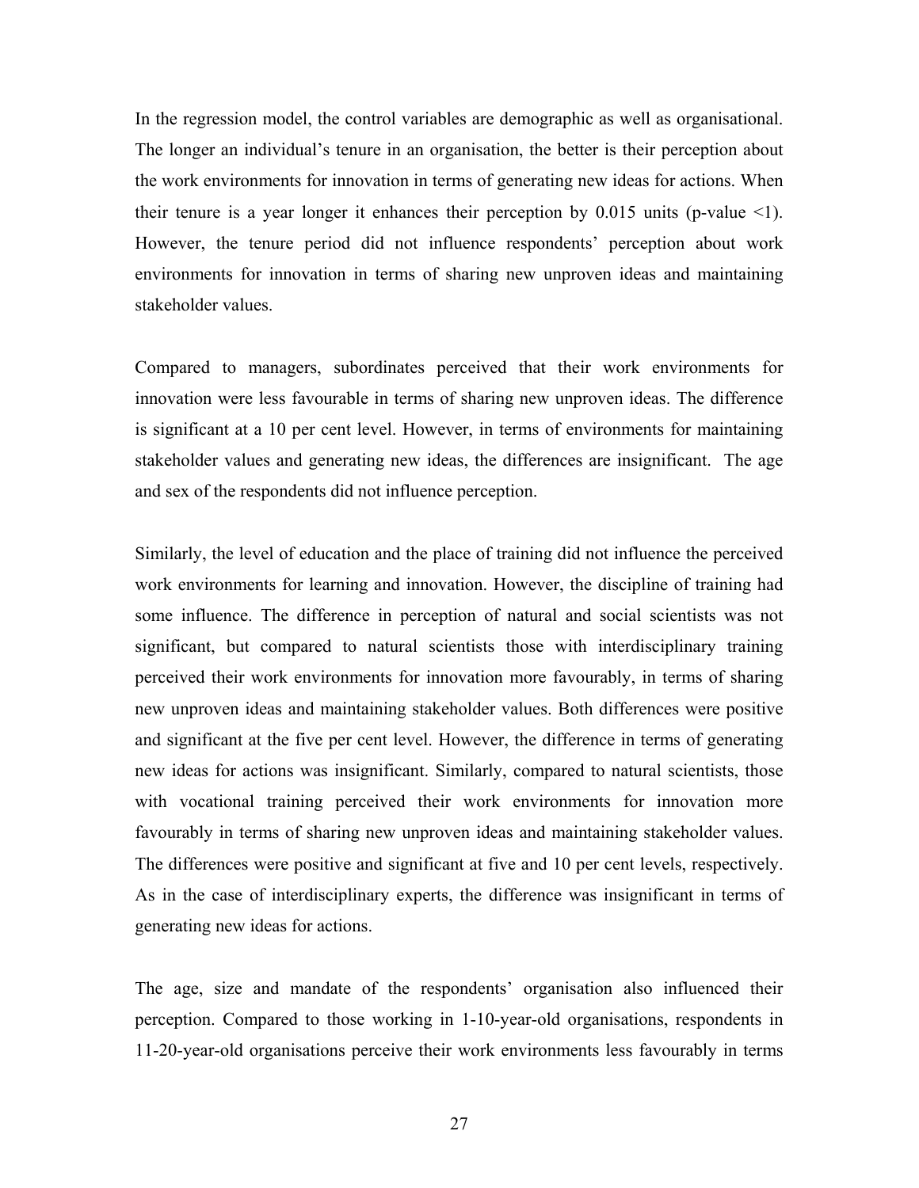In the regression model, the control variables are demographic as well as organisational. The longer an individual's tenure in an organisation, the better is their perception about the work environments for innovation in terms of generating new ideas for actions. When their tenure is a year longer it enhances their perception by 0.015 units (p-value <1). However, the tenure period did not influence respondents' perception about work environments for innovation in terms of sharing new unproven ideas and maintaining stakeholder values.

Compared to managers, subordinates perceived that their work environments for innovation were less favourable in terms of sharing new unproven ideas. The difference is significant at a 10 per cent level. However, in terms of environments for maintaining stakeholder values and generating new ideas, the differences are insignificant. The age and sex of the respondents did not influence perception.

Similarly, the level of education and the place of training did not influence the perceived work environments for learning and innovation. However, the discipline of training had some influence. The difference in perception of natural and social scientists was not significant, but compared to natural scientists those with interdisciplinary training perceived their work environments for innovation more favourably, in terms of sharing new unproven ideas and maintaining stakeholder values. Both differences were positive and significant at the five per cent level. However, the difference in terms of generating new ideas for actions was insignificant. Similarly, compared to natural scientists, those with vocational training perceived their work environments for innovation more favourably in terms of sharing new unproven ideas and maintaining stakeholder values. The differences were positive and significant at five and 10 per cent levels, respectively. As in the case of interdisciplinary experts, the difference was insignificant in terms of generating new ideas for actions.

The age, size and mandate of the respondents' organisation also influenced their perception. Compared to those working in 1-10-year-old organisations, respondents in 11-20-year-old organisations perceive their work environments less favourably in terms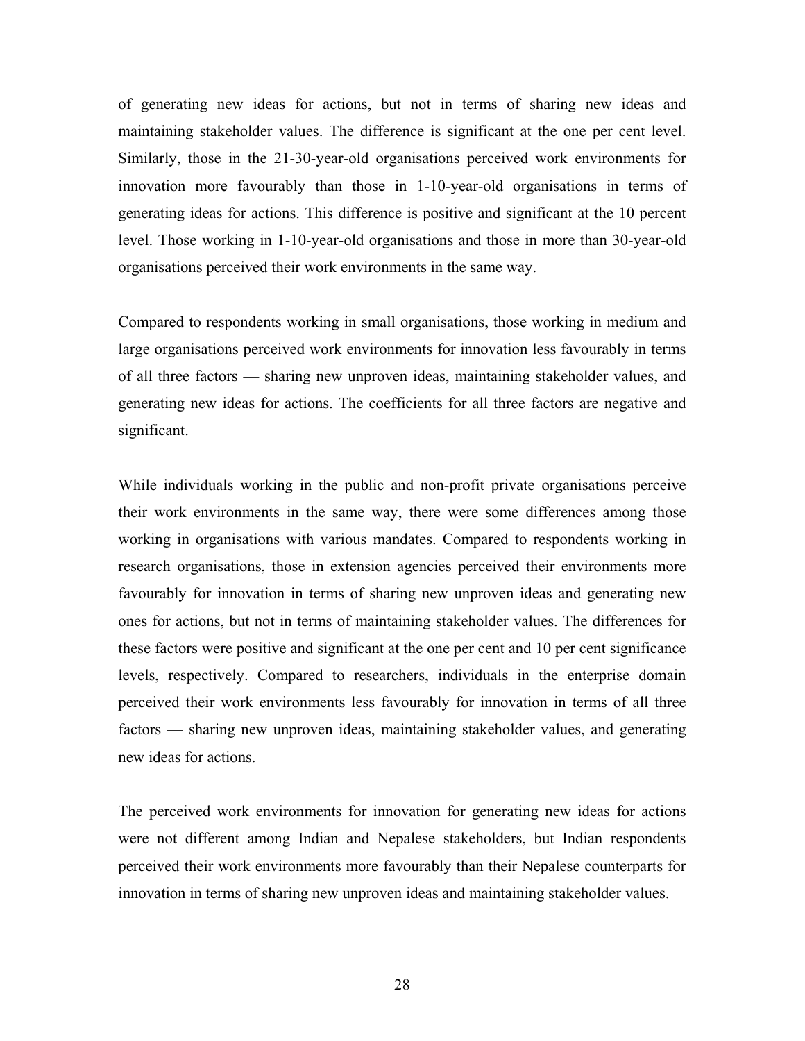of generating new ideas for actions, but not in terms of sharing new ideas and maintaining stakeholder values. The difference is significant at the one per cent level. Similarly, those in the 21-30-year-old organisations perceived work environments for innovation more favourably than those in 1-10-year-old organisations in terms of generating ideas for actions. This difference is positive and significant at the 10 percent level. Those working in 1-10-year-old organisations and those in more than 30-year-old organisations perceived their work environments in the same way.

Compared to respondents working in small organisations, those working in medium and large organisations perceived work environments for innovation less favourably in terms of all three factors — sharing new unproven ideas, maintaining stakeholder values, and generating new ideas for actions. The coefficients for all three factors are negative and significant.

While individuals working in the public and non-profit private organisations perceive their work environments in the same way, there were some differences among those working in organisations with various mandates. Compared to respondents working in research organisations, those in extension agencies perceived their environments more favourably for innovation in terms of sharing new unproven ideas and generating new ones for actions, but not in terms of maintaining stakeholder values. The differences for these factors were positive and significant at the one per cent and 10 per cent significance levels, respectively. Compared to researchers, individuals in the enterprise domain perceived their work environments less favourably for innovation in terms of all three factors — sharing new unproven ideas, maintaining stakeholder values, and generating new ideas for actions.

The perceived work environments for innovation for generating new ideas for actions were not different among Indian and Nepalese stakeholders, but Indian respondents perceived their work environments more favourably than their Nepalese counterparts for innovation in terms of sharing new unproven ideas and maintaining stakeholder values.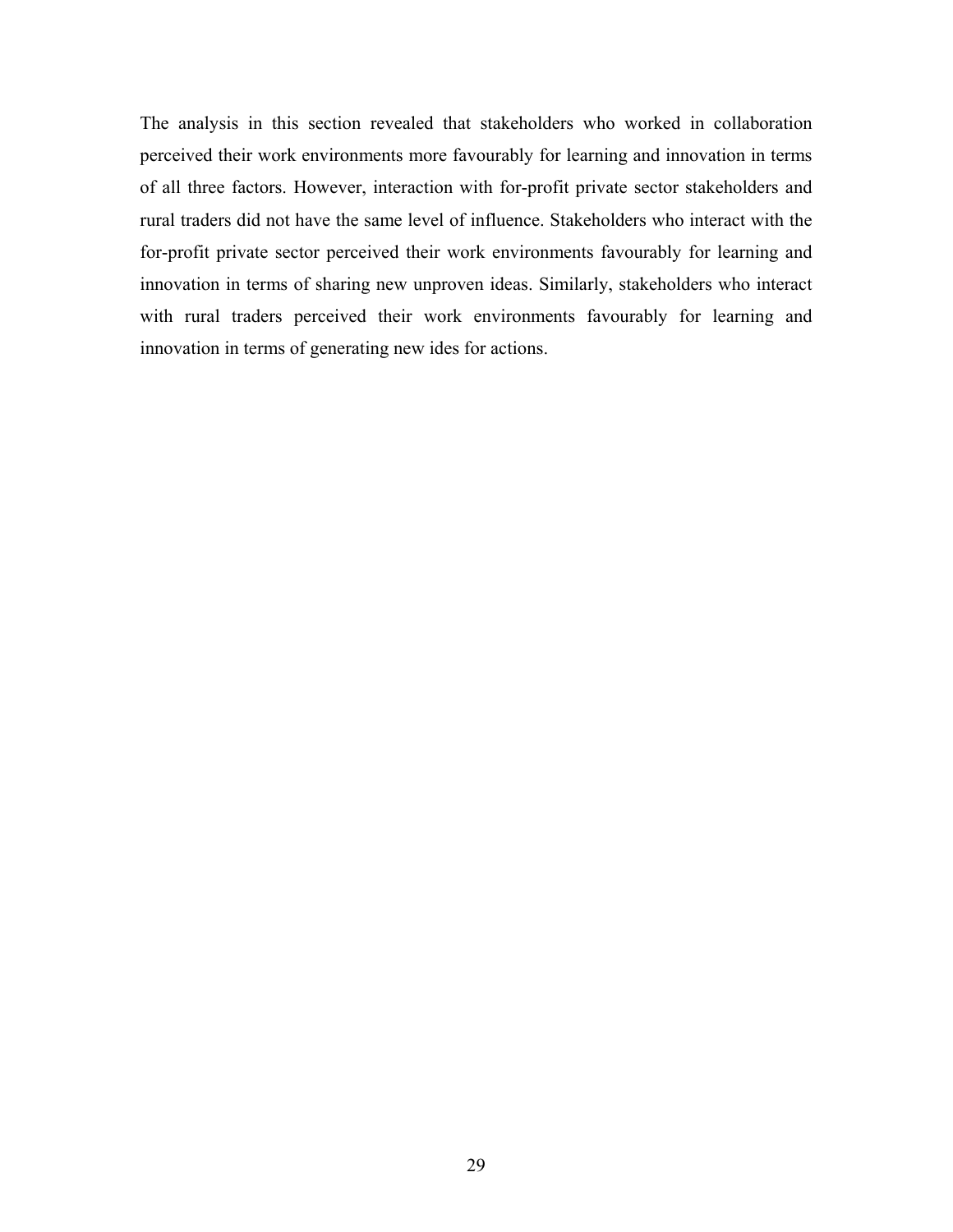The analysis in this section revealed that stakeholders who worked in collaboration perceived their work environments more favourably for learning and innovation in terms of all three factors. However, interaction with for-profit private sector stakeholders and rural traders did not have the same level of influence. Stakeholders who interact with the for-profit private sector perceived their work environments favourably for learning and innovation in terms of sharing new unproven ideas. Similarly, stakeholders who interact with rural traders perceived their work environments favourably for learning and innovation in terms of generating new ides for actions.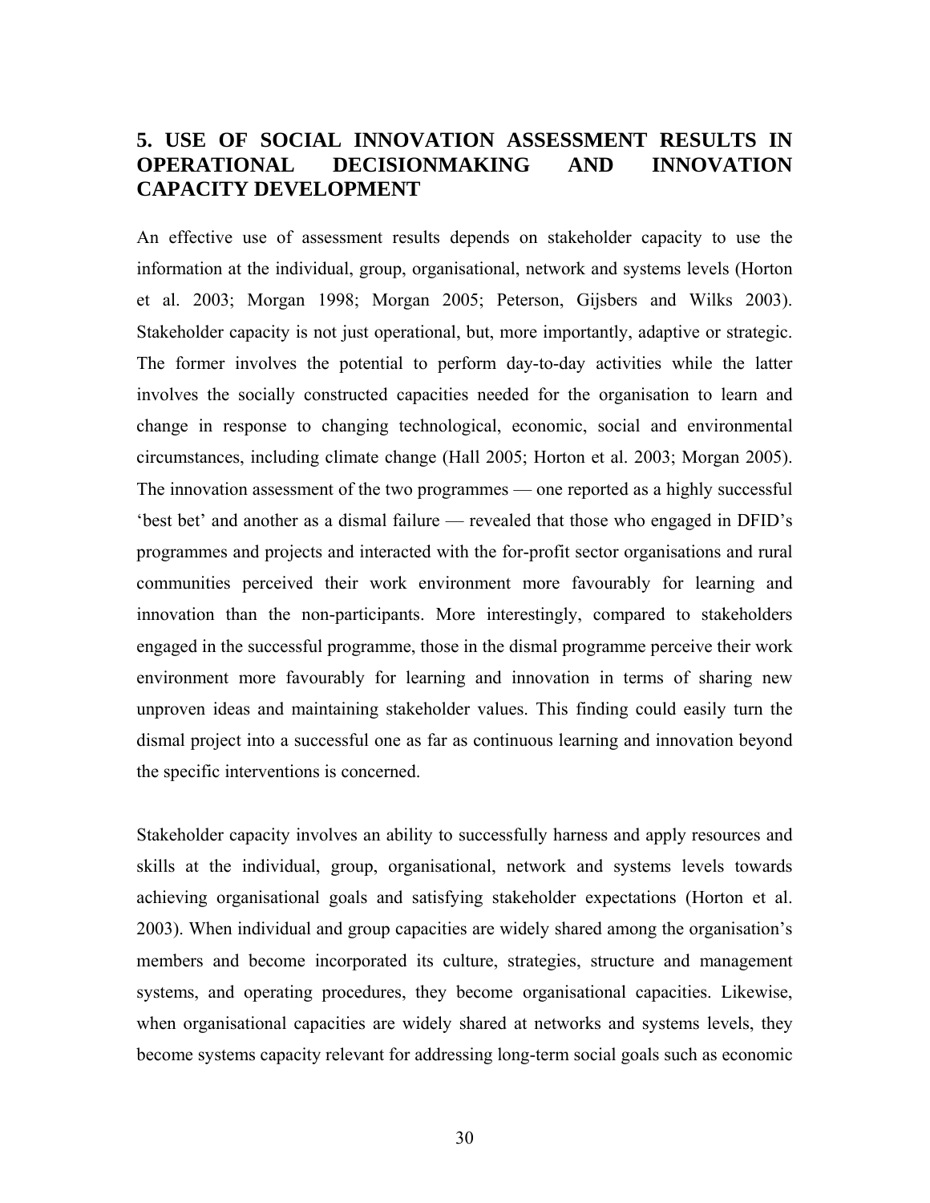## 5. USE OF SOCIAL INNOVATION ASSESSMENT RESULTS IN OPERATIONAL DECISIONMAKING AND INNOVATION CAPACITY DEVELOPMENT

An effective use of assessment results depends on stakeholder capacity to use the information at the individual, group, organisational, network and systems levels (Horton et al. 2003; Morgan 1998; Morgan 2005; Peterson, Gijsbers and Wilks 2003). Stakeholder capacity is not just operational, but, more importantly, adaptive or strategic. The former involves the potential to perform day-to-day activities while the latter involves the socially constructed capacities needed for the organisation to learn and change in response to changing technological, economic, social and environmental circumstances, including climate change (Hall 2005; Horton et al. 2003; Morgan 2005). The innovation assessment of the two programmes — one reported as a highly successful 'best bet' and another as a dismal failure — revealed that those who engaged in DFID's programmes and projects and interacted with the for-profit sector organisations and rural communities perceived their work environment more favourably for learning and innovation than the non-participants. More interestingly, compared to stakeholders engaged in the successful programme, those in the dismal programme perceive their work environment more favourably for learning and innovation in terms of sharing new unproven ideas and maintaining stakeholder values. This finding could easily turn the dismal project into a successful one as far as continuous learning and innovation beyond the specific interventions is concerned.

Stakeholder capacity involves an ability to successfully harness and apply resources and skills at the individual, group, organisational, network and systems levels towards achieving organisational goals and satisfying stakeholder expectations (Horton et al. 2003). When individual and group capacities are widely shared among the organisation's members and become incorporated its culture, strategies, structure and management systems, and operating procedures, they become organisational capacities. Likewise, when organisational capacities are widely shared at networks and systems levels, they become systems capacity relevant for addressing long-term social goals such as economic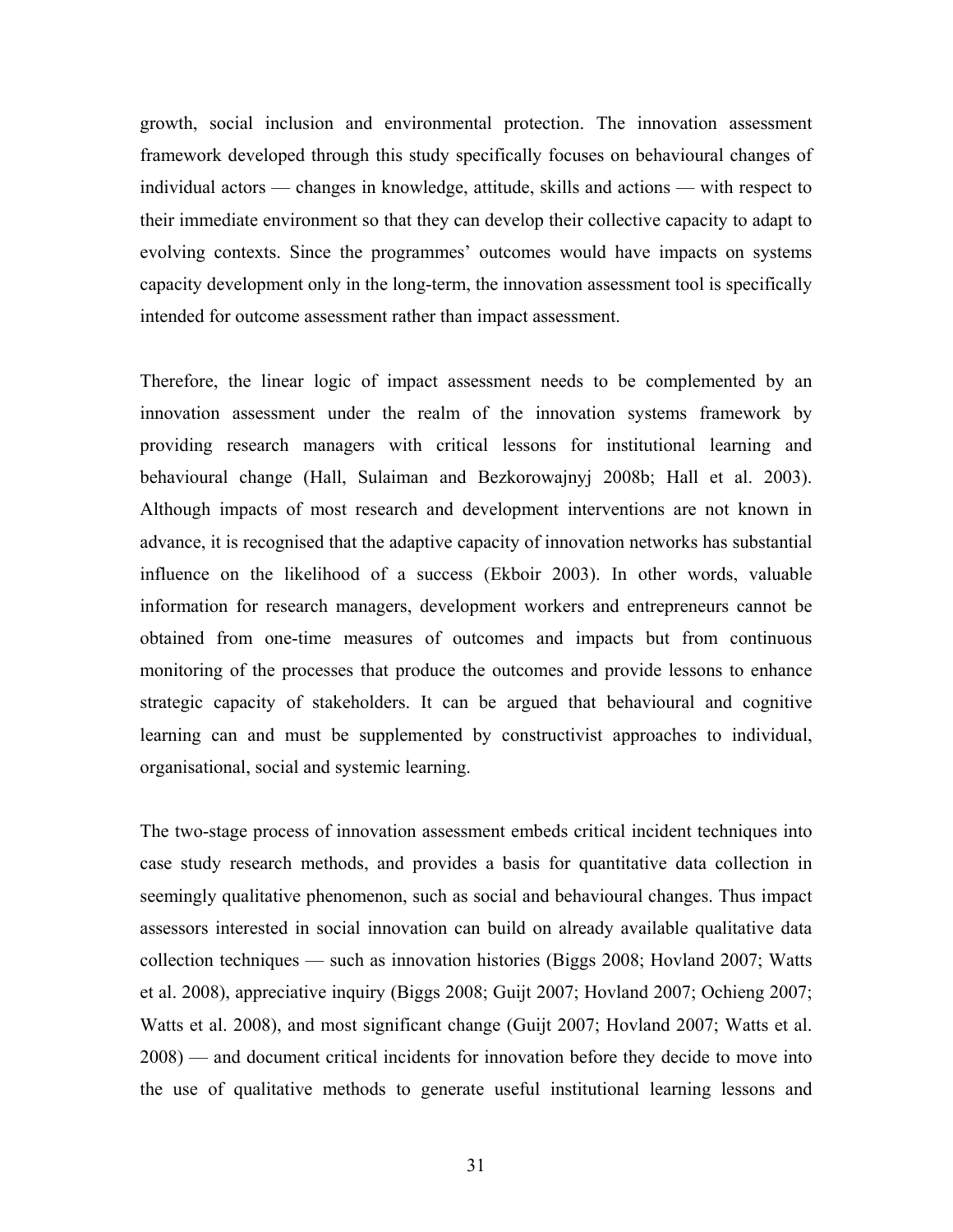growth, social inclusion and environmental protection. The innovation assessment framework developed through this study specifically focuses on behavioural changes of individual actors — changes in knowledge, attitude, skills and actions — with respect to their immediate environment so that they can develop their collective capacity to adapt to evolving contexts. Since the programmes' outcomes would have impacts on systems capacity development only in the long-term, the innovation assessment tool is specifically intended for outcome assessment rather than impact assessment.

Therefore, the linear logic of impact assessment needs to be complemented by an innovation assessment under the realm of the innovation systems framework by providing research managers with critical lessons for institutional learning and behavioural change (Hall, Sulaiman and Bezkorowajnyj 2008b; Hall et al. 2003). Although impacts of most research and development interventions are not known in advance, it is recognised that the adaptive capacity of innovation networks has substantial influence on the likelihood of a success (Ekboir 2003). In other words, valuable information for research managers, development workers and entrepreneurs cannot be obtained from one-time measures of outcomes and impacts but from continuous monitoring of the processes that produce the outcomes and provide lessons to enhance strategic capacity of stakeholders. It can be argued that behavioural and cognitive learning can and must be supplemented by constructivist approaches to individual, organisational, social and systemic learning.

The two-stage process of innovation assessment embeds critical incident techniques into case study research methods, and provides a basis for quantitative data collection in seemingly qualitative phenomenon, such as social and behavioural changes. Thus impact assessors interested in social innovation can build on already available qualitative data collection techniques — such as innovation histories (Biggs 2008; Hovland 2007; Watts et al. 2008), appreciative inquiry (Biggs 2008; Guijt 2007; Hovland 2007; Ochieng 2007; Watts et al. 2008), and most significant change (Guijt 2007; Hovland 2007; Watts et al. 2008) — and document critical incidents for innovation before they decide to move into the use of qualitative methods to generate useful institutional learning lessons and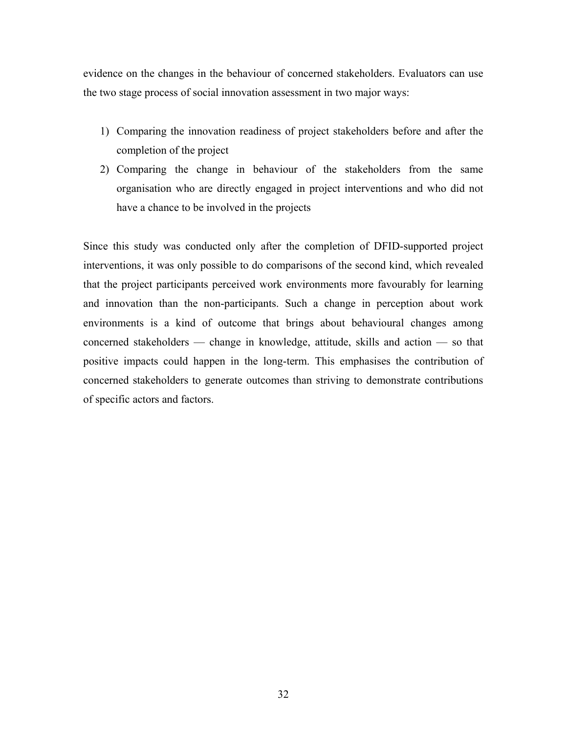evidence on the changes in the behaviour of concerned stakeholders. Evaluators can use the two stage process of social innovation assessment in two major ways:

1) Comparing the innovation readiness of project stakeholders before and after the completion of the project
2) Comparing the change in behaviour of the stakeholders from the same organisation who are directly engaged in project interventions and who did not have a chance to be involved in the projects

Since this study was conducted only after the completion of DFID-supported project interventions, it was only possible to do comparisons of the second kind, which revealed that the project participants perceived work environments more favourably for learning and innovation than the non-participants. Such a change in perception about work environments is a kind of outcome that brings about behavioural changes among concerned stakeholders — change in knowledge, attitude, skills and action — so that positive impacts could happen in the long-term. This emphasises the contribution of concerned stakeholders to generate outcomes than striving to demonstrate contributions of specific actors and factors.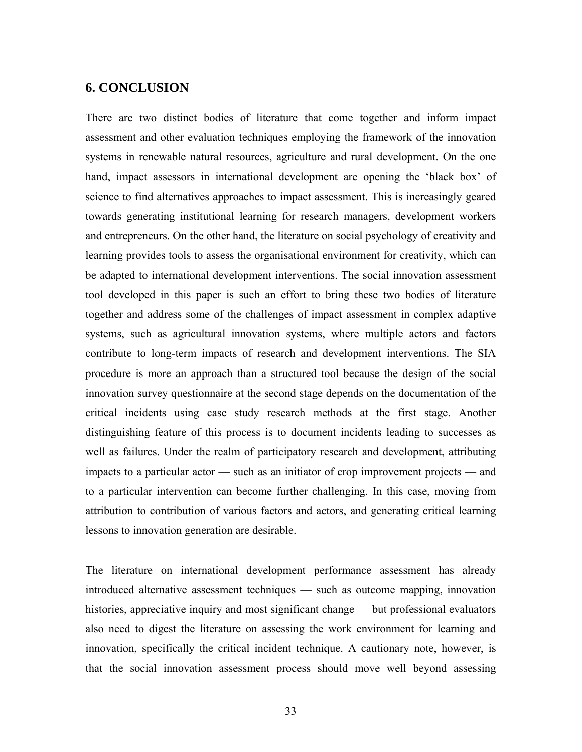## 6. CONCLUSION

There are two distinct bodies of literature that come together and inform impact assessment and other evaluation techniques employing the framework of the innovation systems in renewable natural resources, agriculture and rural development. On the one hand, impact assessors in international development are opening the 'black box' of science to find alternatives approaches to impact assessment. This is increasingly geared towards generating institutional learning for research managers, development workers and entrepreneurs. On the other hand, the literature on social psychology of creativity and learning provides tools to assess the organisational environment for creativity, which can be adapted to international development interventions. The social innovation assessment tool developed in this paper is such an effort to bring these two bodies of literature together and address some of the challenges of impact assessment in complex adaptive systems, such as agricultural innovation systems, where multiple actors and factors contribute to long-term impacts of research and development interventions. The SIA procedure is more an approach than a structured tool because the design of the social innovation survey questionnaire at the second stage depends on the documentation of the critical incidents using case study research methods at the first stage. Another distinguishing feature of this process is to document incidents leading to successes as well as failures. Under the realm of participatory research and development, attributing impacts to a particular actor — such as an initiator of crop improvement projects — and to a particular intervention can become further challenging. In this case, moving from attribution to contribution of various factors and actors, and generating critical learning lessons to innovation generation are desirable.

The literature on international development performance assessment has already introduced alternative assessment techniques — such as outcome mapping, innovation histories, appreciative inquiry and most significant change — but professional evaluators also need to digest the literature on assessing the work environment for learning and innovation, specifically the critical incident technique. A cautionary note, however, is that the social innovation assessment process should move well beyond assessing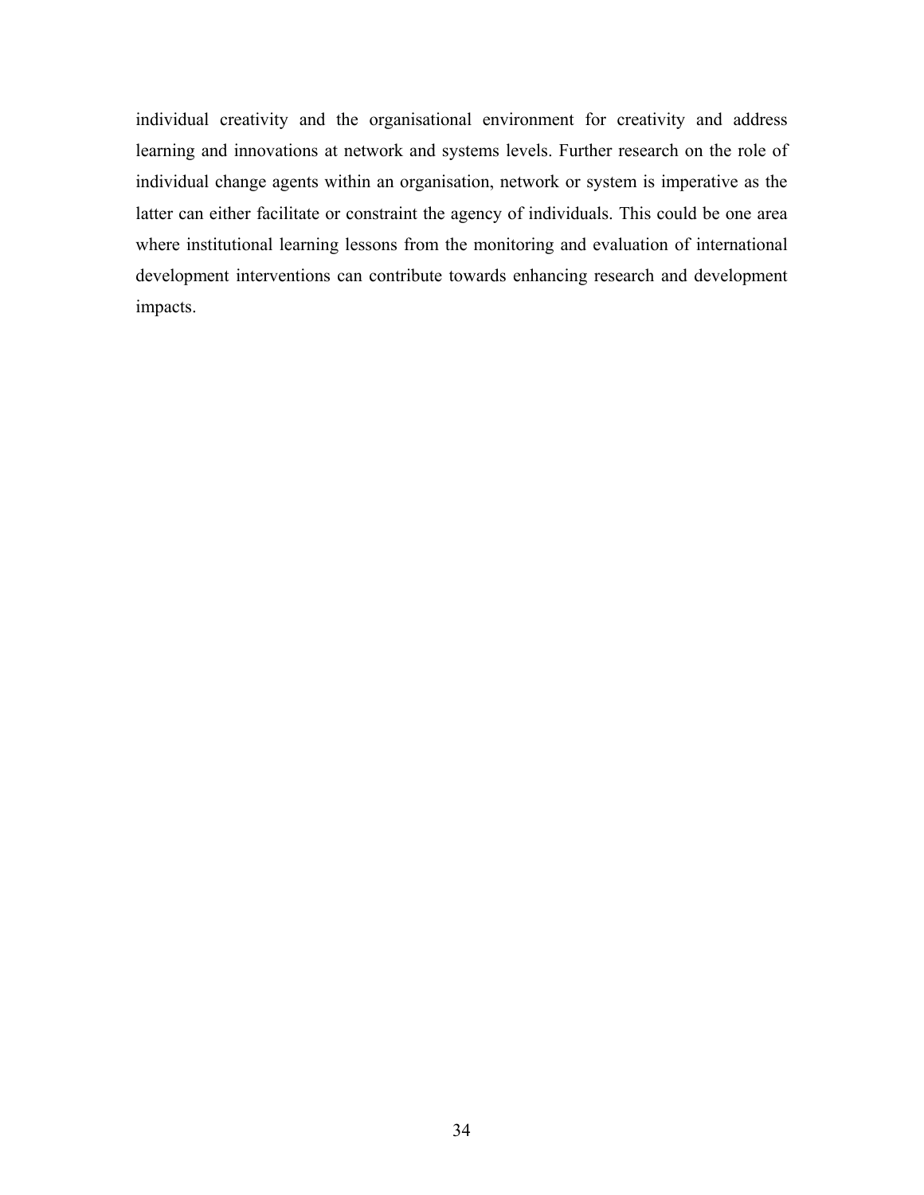individual creativity and the organisational environment for creativity and address learning and innovations at network and systems levels. Further research on the role of individual change agents within an organisation, network or system is imperative as the latter can either facilitate or constraint the agency of individuals. This could be one area where institutional learning lessons from the monitoring and evaluation of international development interventions can contribute towards enhancing research and development impacts.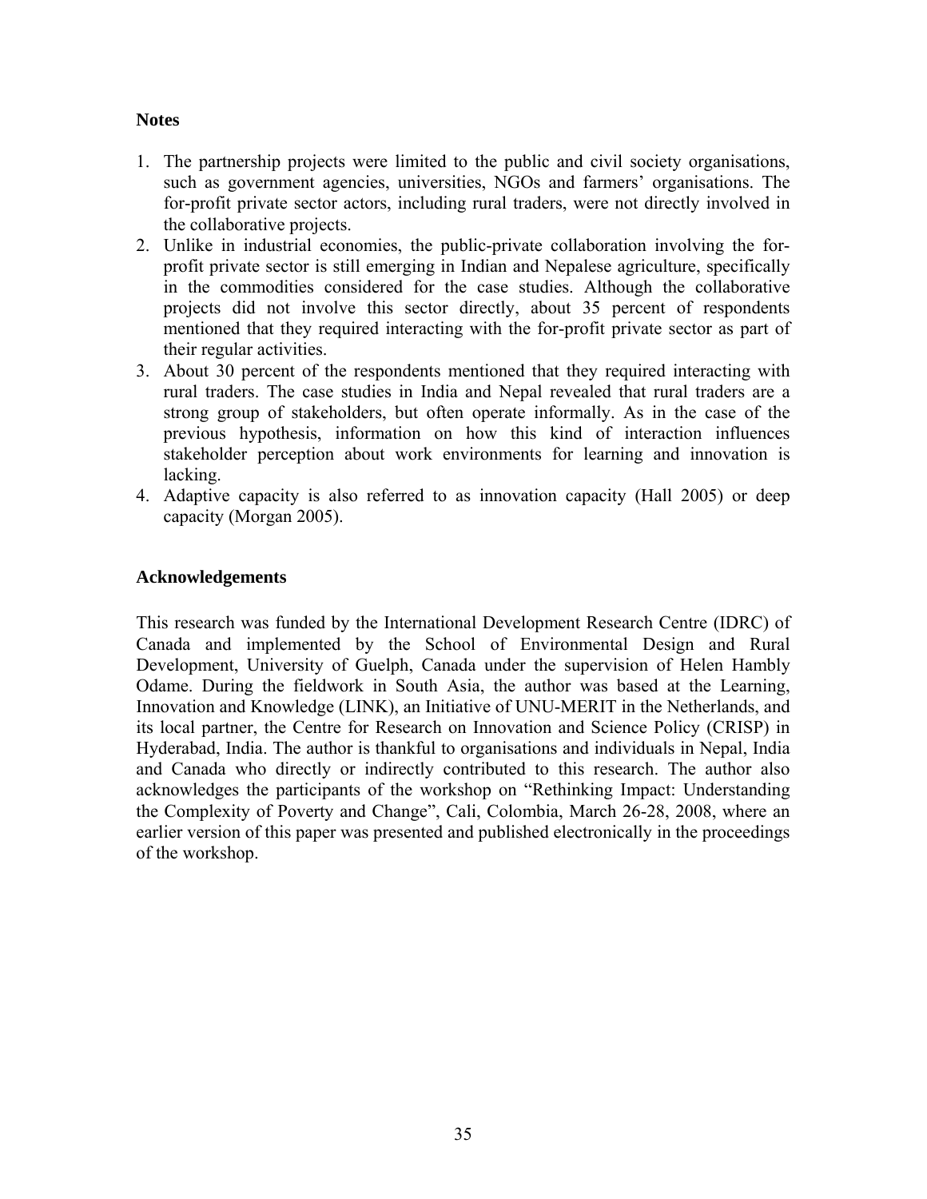## Notes

1. The partnership projects were limited to the public and civil society organisations, such as government agencies, universities, NGOs and farmers' organisations. The for-profit private sector actors, including rural traders, were not directly involved in the collaborative projects.
2. Unlike in industrial economies, the public-private collaboration involving the for-profit private sector is still emerging in Indian and Nepalese agriculture, specifically in the commodities considered for the case studies. Although the collaborative projects did not involve this sector directly, about 35 percent of respondents mentioned that they required interacting with the for-profit private sector as part of their regular activities.
3. About 30 percent of the respondents mentioned that they required interacting with rural traders. The case studies in India and Nepal revealed that rural traders are a strong group of stakeholders, but often operate informally. As in the case of the previous hypothesis, information on how this kind of interaction influences stakeholder perception about work environments for learning and innovation is lacking.
4. Adaptive capacity is also referred to as innovation capacity (Hall 2005) or deep capacity (Morgan 2005).

## Acknowledgements

This research was funded by the International Development Research Centre (IDRC) of Canada and implemented by the School of Environmental Design and Rural Development, University of Guelph, Canada under the supervision of Helen Hambly Odame. During the fieldwork in South Asia, the author was based at the Learning, Innovation and Knowledge (LINK), an Initiative of UNU-MERIT in the Netherlands, and its local partner, the Centre for Research on Innovation and Science Policy (CRISP) in Hyderabad, India. The author is thankful to organisations and individuals in Nepal, India and Canada who directly or indirectly contributed to this research. The author also acknowledges the participants of the workshop on "Rethinking Impact: Understanding the Complexity of Poverty and Change", Cali, Colombia, March 26-28, 2008, where an earlier version of this paper was presented and published electronically in the proceedings of the workshop.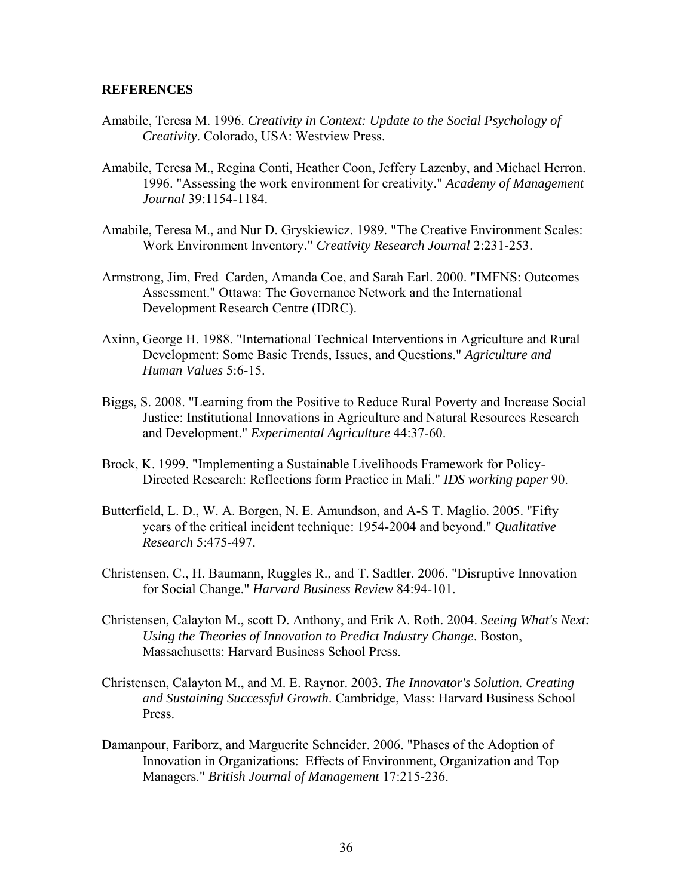**REFERENCES**

Amabile, Teresa M. 1996. *Creativity in Context: Update to the Social Psychology of Creativity*. Colorado, USA: Westview Press.

Amabile, Teresa M., Regina Conti, Heather Coon, Jeffery Lazenby, and Michael Herron. 1996. "Assessing the work environment for creativity." *Academy of Management Journal* 39:1154-1184.

Amabile, Teresa M., and Nur D. Gryskiewicz. 1989. "The Creative Environment Scales: Work Environment Inventory." *Creativity Research Journal* 2:231-253.

Armstrong, Jim, Fred Carden, Amanda Coe, and Sarah Earl. 2000. "IMFNS: Outcomes Assessment." Ottawa: The Governance Network and the International Development Research Centre (IDRC).

Axinn, George H. 1988. "International Technical Interventions in Agriculture and Rural Development: Some Basic Trends, Issues, and Questions." *Agriculture and Human Values* 5:6-15.

Biggs, S. 2008. "Learning from the Positive to Reduce Rural Poverty and Increase Social Justice: Institutional Innovations in Agriculture and Natural Resources Research and Development." *Experimental Agriculture* 44:37-60.

Brock, K. 1999. "Implementing a Sustainable Livelihoods Framework for Policy-Directed Research: Reflections form Practice in Mali." *IDS working paper* 90.

Butterfield, L. D., W. A. Borgen, N. E. Amundson, and A-S T. Maglio. 2005. "Fifty years of the critical incident technique: 1954-2004 and beyond." *Qualitative Research* 5:475-497.

Christensen, C., H. Baumann, Ruggles R., and T. Sadtler. 2006. "Disruptive Innovation for Social Change." *Harvard Business Review* 84:94-101.

Christensen, Calayton M., scott D. Anthony, and Erik A. Roth. 2004. *Seeing What's Next: Using the Theories of Innovation to Predict Industry Change*. Boston, Massachusetts: Harvard Business School Press.

Christensen, Calayton M., and M. E. Raynor. 2003. *The Innovator's Solution. Creating and Sustaining Successful Growth*. Cambridge, Mass: Harvard Business School Press.

Damanpour, Fariborz, and Marguerite Schneider. 2006. "Phases of the Adoption of Innovation in Organizations: Effects of Environment, Organization and Top Managers." *British Journal of Management* 17:215-236.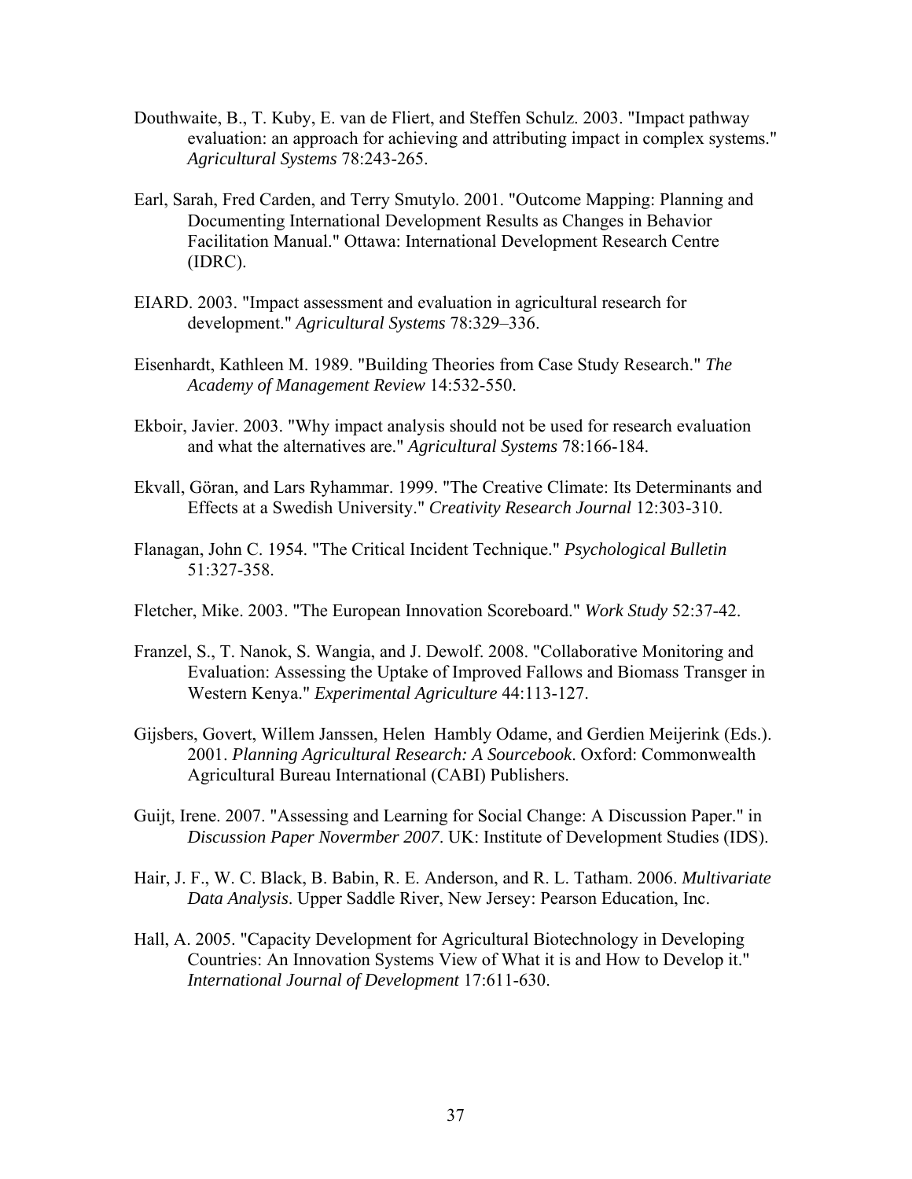Douthwaite, B., T. Kuby, E. van de Fliert, and Steffen Schulz. 2003. "Impact pathway evaluation: an approach for achieving and attributing impact in complex systems." *Agricultural Systems* 78:243-265.

Earl, Sarah, Fred Carden, and Terry Smutylo. 2001. "Outcome Mapping: Planning and Documenting International Development Results as Changes in Behavior Facilitation Manual." Ottawa: International Development Research Centre (IDRC).

EIARD. 2003. "Impact assessment and evaluation in agricultural research for development." *Agricultural Systems* 78:329–336.

Eisenhardt, Kathleen M. 1989. "Building Theories from Case Study Research." *The Academy of Management Review* 14:532-550.

Ekboir, Javier. 2003. "Why impact analysis should not be used for research evaluation and what the alternatives are." *Agricultural Systems* 78:166-184.

Ekvall, Göran, and Lars Ryhammar. 1999. "The Creative Climate: Its Determinants and Effects at a Swedish University." *Creativity Research Journal* 12:303-310.

Flanagan, John C. 1954. "The Critical Incident Technique." *Psychological Bulletin* 51:327-358.

Fletcher, Mike. 2003. "The European Innovation Scoreboard." *Work Study* 52:37-42.

Franzel, S., T. Nanok, S. Wangia, and J. Dewolf. 2008. "Collaborative Monitoring and Evaluation: Assessing the Uptake of Improved Fallows and Biomass Transger in Western Kenya." *Experimental Agriculture* 44:113-127.

Gijsbers, Govert, Willem Janssen, Helen Hambly Odame, and Gerdien Meijerink (Eds.). 2001. *Planning Agricultural Research: A Sourcebook*. Oxford: Commonwealth Agricultural Bureau International (CABI) Publishers.

Guijt, Irene. 2007. "Assessing and Learning for Social Change: A Discussion Paper." in *Discussion Paper Novermber 2007*. UK: Institute of Development Studies (IDS).

Hair, J. F., W. C. Black, B. Babin, R. E. Anderson, and R. L. Tatham. 2006. *Multivariate Data Analysis*. Upper Saddle River, New Jersey: Pearson Education, Inc.

Hall, A. 2005. "Capacity Development for Agricultural Biotechnology in Developing Countries: An Innovation Systems View of What it is and How to Develop it." *International Journal of Development* 17:611-630.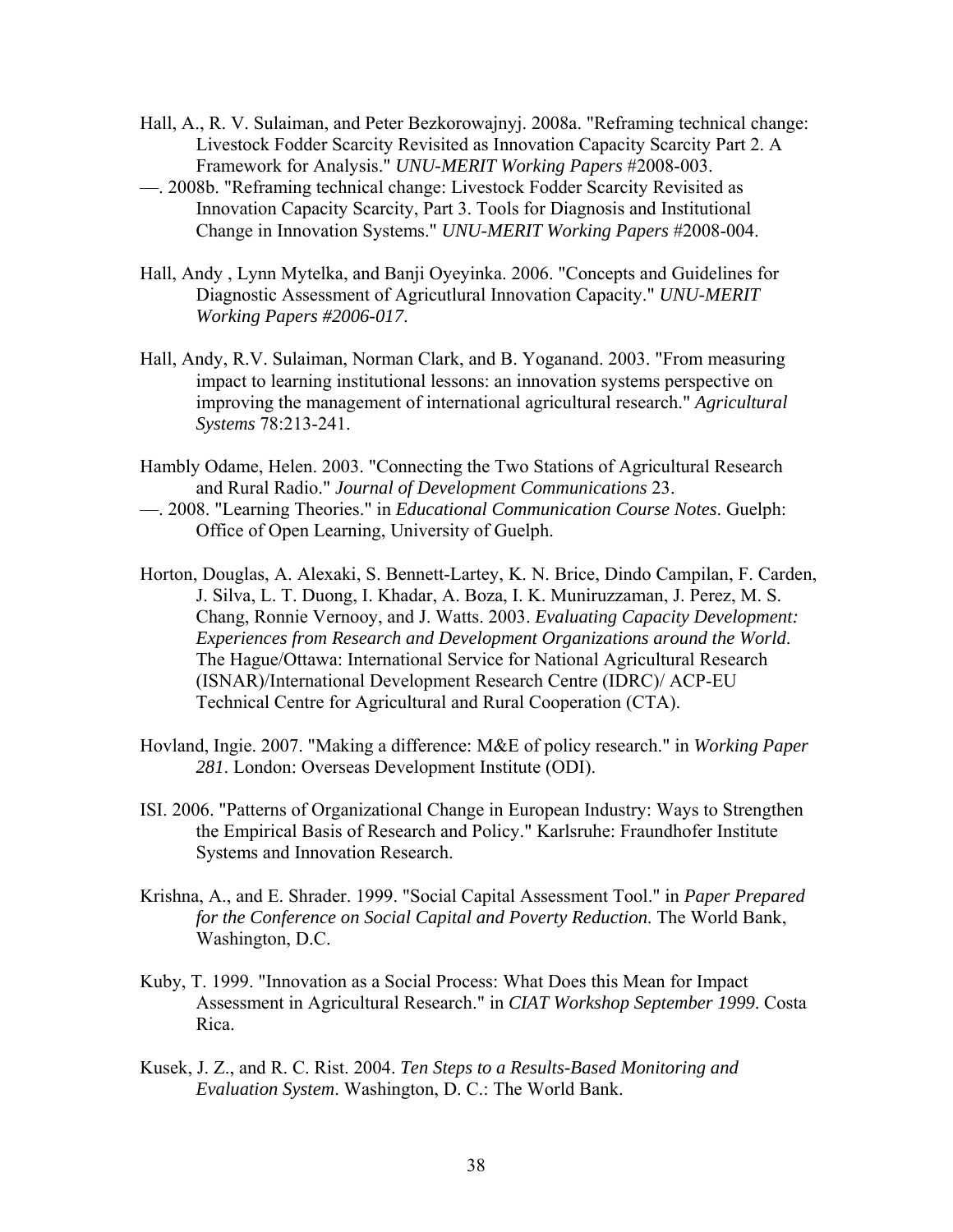Hall, A., R. V. Sulaiman, and Peter Bezkorowajnyj. 2008a. "Reframing technical change: Livestock Fodder Scarcity Revisited as Innovation Capacity Scarcity Part 2. A Framework for Analysis." *UNU-MERIT Working Papers* #2008-003.

—. 2008b. "Reframing technical change: Livestock Fodder Scarcity Revisited as Innovation Capacity Scarcity, Part 3. Tools for Diagnosis and Institutional Change in Innovation Systems." *UNU-MERIT Working Papers* #2008-004.

Hall, Andy , Lynn Mytelka, and Banji Oyeyinka. 2006. "Concepts and Guidelines for Diagnostic Assessment of Agricutlural Innovation Capacity." *UNU-MERIT Working Papers #2006-017*.

Hall, Andy, R.V. Sulaiman, Norman Clark, and B. Yoganand. 2003. "From measuring impact to learning institutional lessons: an innovation systems perspective on improving the management of international agricultural research." *Agricultural Systems* 78:213-241.

Hambly Odame, Helen. 2003. "Connecting the Two Stations of Agricultural Research and Rural Radio." *Journal of Development Communications* 23.

—. 2008. "Learning Theories." in *Educational Communication Course Notes*. Guelph: Office of Open Learning, University of Guelph.

Horton, Douglas, A. Alexaki, S. Bennett-Lartey, K. N. Brice, Dindo Campilan, F. Carden, J. Silva, L. T. Duong, I. Khadar, A. Boza, I. K. Muniruzzaman, J. Perez, M. S. Chang, Ronnie Vernooy, and J. Watts. 2003. *Evaluating Capacity Development: Experiences from Research and Development Organizations around the World*. The Hague/Ottawa: International Service for National Agricultural Research (ISNAR)/International Development Research Centre (IDRC)/ ACP-EU Technical Centre for Agricultural and Rural Cooperation (CTA).

Hovland, Ingie. 2007. "Making a difference: M&E of policy research." in *Working Paper 281*. London: Overseas Development Institute (ODI).

ISI. 2006. "Patterns of Organizational Change in European Industry: Ways to Strengthen the Empirical Basis of Research and Policy." Karlsruhe: Fraundhofer Institute Systems and Innovation Research.

Krishna, A., and E. Shrader. 1999. "Social Capital Assessment Tool." in *Paper Prepared for the Conference on Social Capital and Poverty Reduction*. The World Bank, Washington, D.C.

Kuby, T. 1999. "Innovation as a Social Process: What Does this Mean for Impact Assessment in Agricultural Research." in *CIAT Workshop September 1999*. Costa Rica.

Kusek, J. Z., and R. C. Rist. 2004. *Ten Steps to a Results-Based Monitoring and Evaluation System*. Washington, D. C.: The World Bank.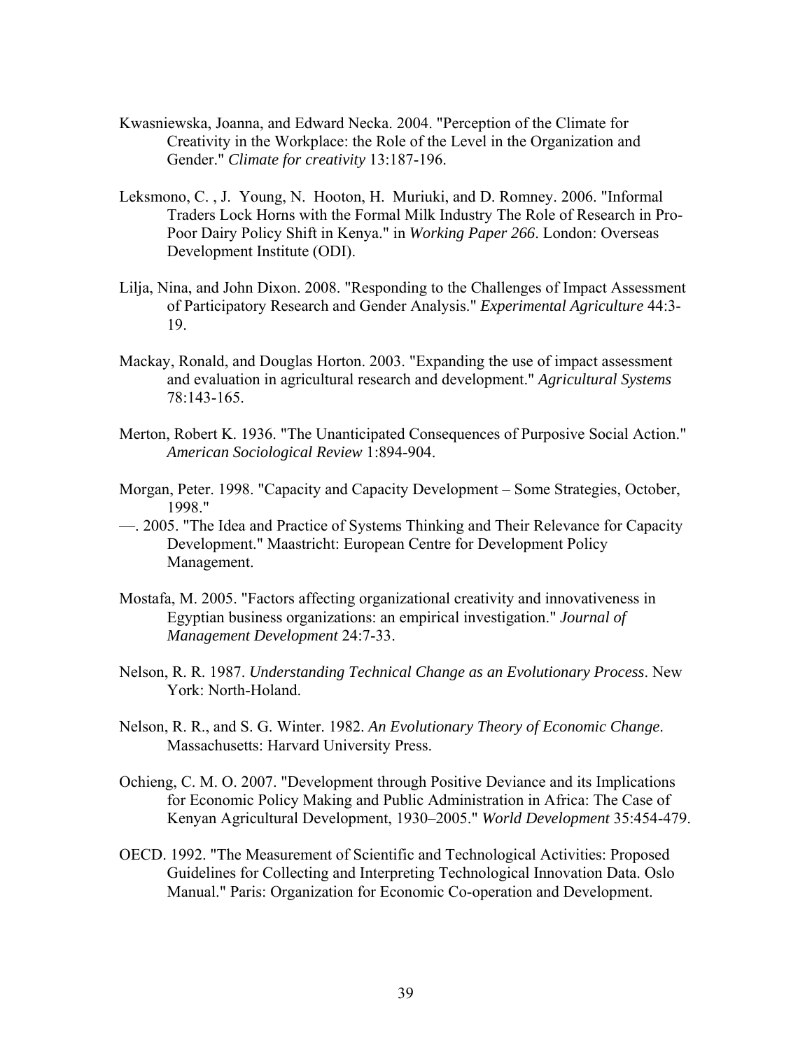Kwasniewska, Joanna, and Edward Necka. 2004. "Perception of the Climate for Creativity in the Workplace: the Role of the Level in the Organization and Gender." *Climate for creativity* 13:187-196.

Leksmono, C. , J. Young, N. Hooton, H. Muriuki, and D. Romney. 2006. "Informal Traders Lock Horns with the Formal Milk Industry The Role of Research in Pro-Poor Dairy Policy Shift in Kenya." in *Working Paper 266*. London: Overseas Development Institute (ODI).

Lilja, Nina, and John Dixon. 2008. "Responding to the Challenges of Impact Assessment of Participatory Research and Gender Analysis." *Experimental Agriculture* 44:3-19.

Mackay, Ronald, and Douglas Horton. 2003. "Expanding the use of impact assessment and evaluation in agricultural research and development." *Agricultural Systems* 78:143-165.

Merton, Robert K. 1936. "The Unanticipated Consequences of Purposive Social Action." *American Sociological Review* 1:894-904.

Morgan, Peter. 1998. "Capacity and Capacity Development – Some Strategies, October, 1998."

—. 2005. "The Idea and Practice of Systems Thinking and Their Relevance for Capacity Development." Maastricht: European Centre for Development Policy Management.

Mostafa, M. 2005. "Factors affecting organizational creativity and innovativeness in Egyptian business organizations: an empirical investigation." *Journal of Management Development* 24:7-33.

Nelson, R. R. 1987. *Understanding Technical Change as an Evolutionary Process*. New York: North-Holand.

Nelson, R. R., and S. G. Winter. 1982. *An Evolutionary Theory of Economic Change*. Massachusetts: Harvard University Press.

Ochieng, C. M. O. 2007. "Development through Positive Deviance and its Implications for Economic Policy Making and Public Administration in Africa: The Case of Kenyan Agricultural Development, 1930–2005." *World Development* 35:454-479.

OECD. 1992. "The Measurement of Scientific and Technological Activities: Proposed Guidelines for Collecting and Interpreting Technological Innovation Data. Oslo Manual." Paris: Organization for Economic Co-operation and Development.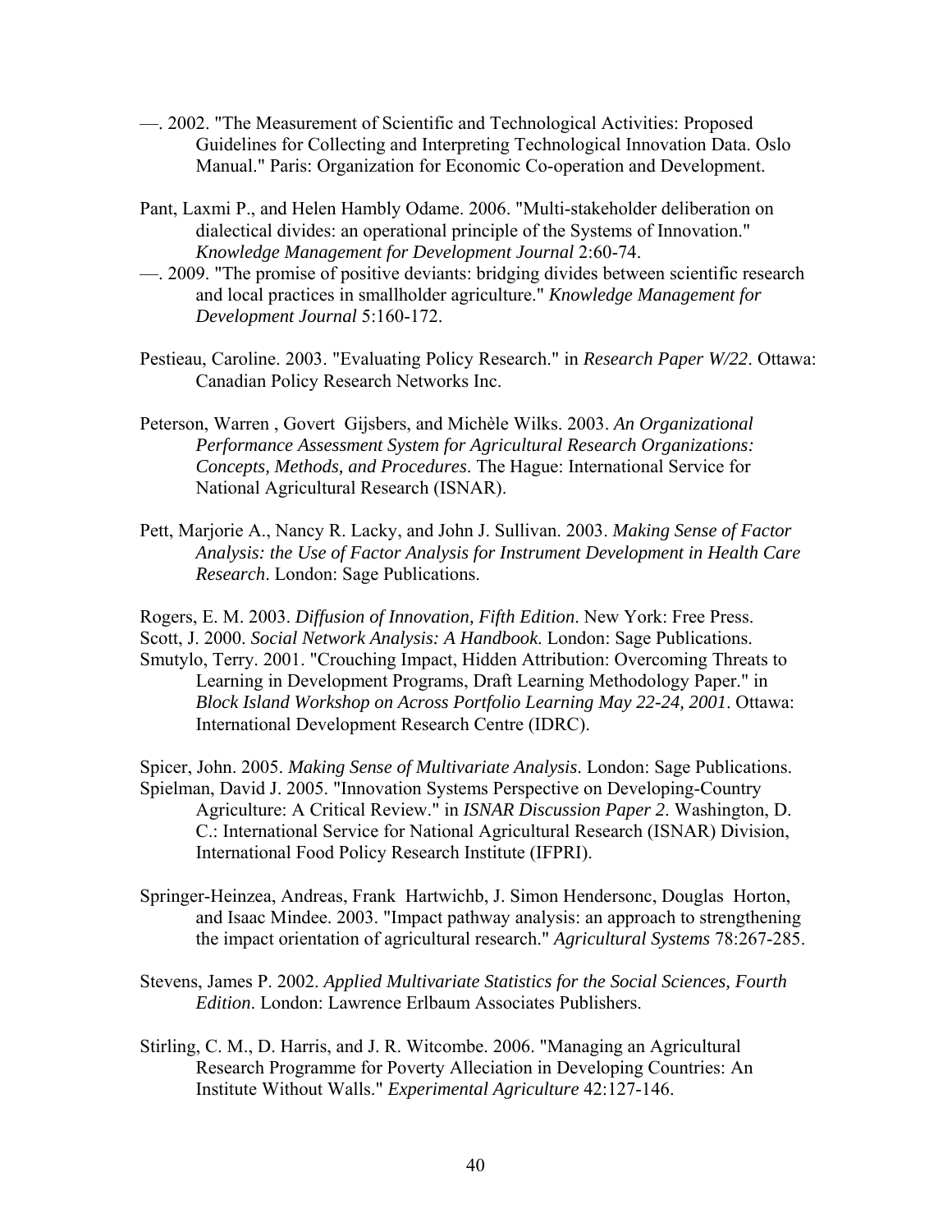—. 2002. "The Measurement of Scientific and Technological Activities: Proposed Guidelines for Collecting and Interpreting Technological Innovation Data. Oslo Manual." Paris: Organization for Economic Co-operation and Development.

Pant, Laxmi P., and Helen Hambly Odame. 2006. "Multi-stakeholder deliberation on dialectical divides: an operational principle of the Systems of Innovation." *Knowledge Management for Development Journal* 2:60-74.

—. 2009. "The promise of positive deviants: bridging divides between scientific research and local practices in smallholder agriculture." *Knowledge Management for Development Journal* 5:160-172.

Pestieau, Caroline. 2003. "Evaluating Policy Research." in *Research Paper W/22*. Ottawa: Canadian Policy Research Networks Inc.

Peterson, Warren , Govert Gijsbers, and Michèle Wilks. 2003. *An Organizational Performance Assessment System for Agricultural Research Organizations: Concepts, Methods, and Procedures*. The Hague: International Service for National Agricultural Research (ISNAR).

Pett, Marjorie A., Nancy R. Lacky, and John J. Sullivan. 2003. *Making Sense of Factor Analysis: the Use of Factor Analysis for Instrument Development in Health Care Research*. London: Sage Publications.

Rogers, E. M. 2003. *Diffusion of Innovation, Fifth Edition*. New York: Free Press.

Scott, J. 2000. *Social Network Analysis: A Handbook*. London: Sage Publications.

Smutylo, Terry. 2001. "Crouching Impact, Hidden Attribution: Overcoming Threats to Learning in Development Programs, Draft Learning Methodology Paper." in *Block Island Workshop on Across Portfolio Learning May 22-24, 2001*. Ottawa: International Development Research Centre (IDRC).

Spicer, John. 2005. *Making Sense of Multivariate Analysis*. London: Sage Publications.

Spielman, David J. 2005. "Innovation Systems Perspective on Developing-Country Agriculture: A Critical Review." in *ISNAR Discussion Paper 2*. Washington, D. C.: International Service for National Agricultural Research (ISNAR) Division, International Food Policy Research Institute (IFPRI).

Springer-Heinzea, Andreas, Frank Hartwichb, J. Simon Hendersonc, Douglas Horton, and Isaac Mindee. 2003. "Impact pathway analysis: an approach to strengthening the impact orientation of agricultural research." *Agricultural Systems* 78:267-285.

Stevens, James P. 2002. *Applied Multivariate Statistics for the Social Sciences, Fourth Edition*. London: Lawrence Erlbaum Associates Publishers.

Stirling, C. M., D. Harris, and J. R. Witcombe. 2006. "Managing an Agricultural Research Programme for Poverty Alleciation in Developing Countries: An Institute Without Walls." *Experimental Agriculture* 42:127-146.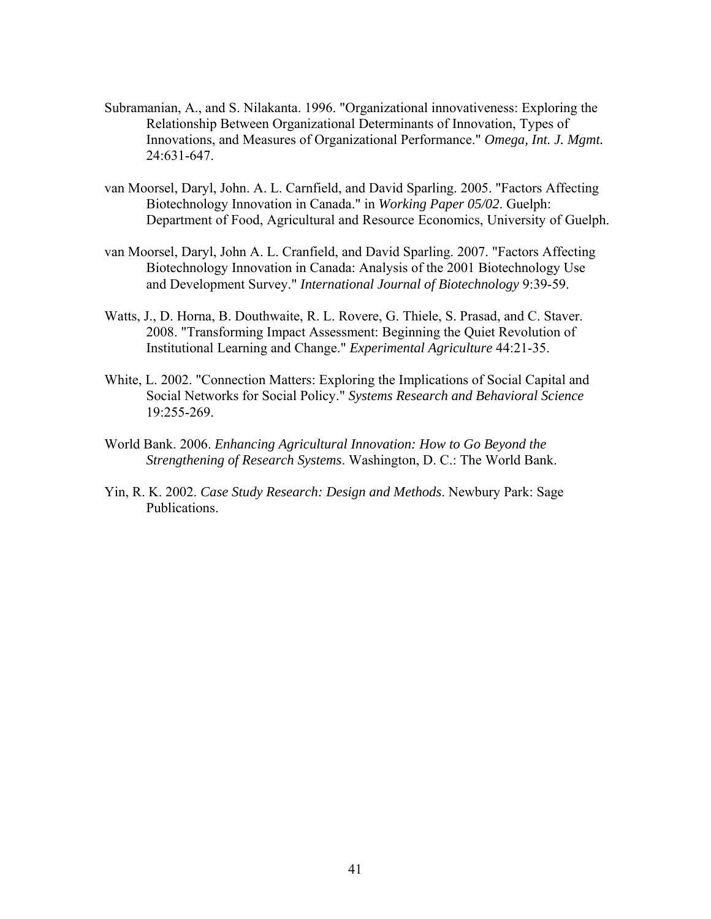Subramanian, A., and S. Nilakanta. 1996. "Organizational innovativeness: Exploring the Relationship Between Organizational Determinants of Innovation, Types of Innovations, and Measures of Organizational Performance." *Omega, Int. J. Mgmt.* 24:631-647.

van Moorsel, Daryl, John. A. L. Carnfield, and David Sparling. 2005. "Factors Affecting Biotechnology Innovation in Canada." in *Working Paper 05/02*. Guelph: Department of Food, Agricultural and Resource Economics, University of Guelph.

van Moorsel, Daryl, John A. L. Cranfield, and David Sparling. 2007. "Factors Affecting Biotechnology Innovation in Canada: Analysis of the 2001 Biotechnology Use and Development Survey." *International Journal of Biotechnology* 9:39-59.

Watts, J., D. Horna, B. Douthwaite, R. L. Rovere, G. Thiele, S. Prasad, and C. Staver. 2008. "Transforming Impact Assessment: Beginning the Quiet Revolution of Institutional Learning and Change." *Experimental Agriculture* 44:21-35.

White, L. 2002. "Connection Matters: Exploring the Implications of Social Capital and Social Networks for Social Policy." *Systems Research and Behavioral Science* 19:255-269.

World Bank. 2006. *Enhancing Agricultural Innovation: How to Go Beyond the Strengthening of Research Systems*. Washington, D. C.: The World Bank.

Yin, R. K. 2002. *Case Study Research: Design and Methods*. Newbury Park: Sage Publications.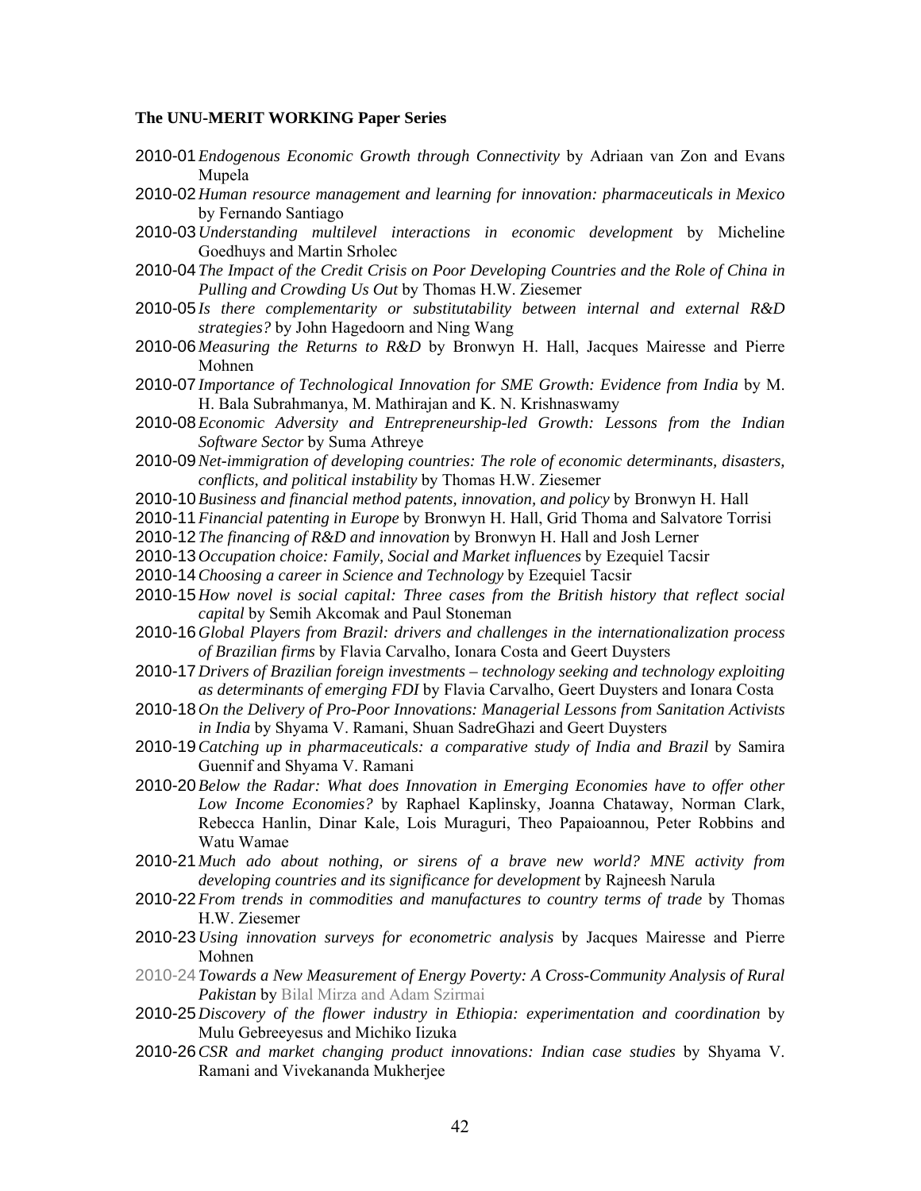**The UNU-MERIT WORKING Paper Series**

2010-01 *Endogenous Economic Growth through Connectivity* by Adriaan van Zon and Evans Mupela

2010-02 *Human resource management and learning for innovation: pharmaceuticals in Mexico* by Fernando Santiago

2010-03 *Understanding multilevel interactions in economic development* by Micheline Goedhuys and Martin Srholec

2010-04 *The Impact of the Credit Crisis on Poor Developing Countries and the Role of China in Pulling and Crowding Us Out* by Thomas H.W. Ziesemer

2010-05 *Is there complementarity or substitutability between internal and external R&D strategies?* by John Hagedoorn and Ning Wang

2010-06 *Measuring the Returns to R&D* by Bronwyn H. Hall, Jacques Mairesse and Pierre Mohnen

2010-07 *Importance of Technological Innovation for SME Growth: Evidence from India* by M. H. Bala Subrahmanya, M. Mathirajan and K. N. Krishnaswamy

2010-08 *Economic Adversity and Entrepreneurship-led Growth: Lessons from the Indian Software Sector* by Suma Athreye

2010-09 *Net-immigration of developing countries: The role of economic determinants, disasters, conflicts, and political instability* by Thomas H.W. Ziesemer

2010-10 *Business and financial method patents, innovation, and policy* by Bronwyn H. Hall

2010-11 *Financial patenting in Europe* by Bronwyn H. Hall, Grid Thoma and Salvatore Torrisi

2010-12 *The financing of R&D and innovation* by Bronwyn H. Hall and Josh Lerner

2010-13 *Occupation choice: Family, Social and Market influences* by Ezequiel Tacsir

2010-14 *Choosing a career in Science and Technology* by Ezequiel Tacsir

2010-15 *How novel is social capital: Three cases from the British history that reflect social capital* by Semih Akcomak and Paul Stoneman

2010-16 *Global Players from Brazil: drivers and challenges in the internationalization process of Brazilian firms* by Flavia Carvalho, Ionara Costa and Geert Duysters

2010-17 *Drivers of Brazilian foreign investments – technology seeking and technology exploiting as determinants of emerging FDI* by Flavia Carvalho, Geert Duysters and Ionara Costa

2010-18 *On the Delivery of Pro-Poor Innovations: Managerial Lessons from Sanitation Activists in India* by Shyama V. Ramani, Shuan SadreGhazi and Geert Duysters

2010-19 *Catching up in pharmaceuticals: a comparative study of India and Brazil* by Samira Guennif and Shyama V. Ramani

2010-20 *Below the Radar: What does Innovation in Emerging Economies have to offer other Low Income Economies?* by Raphael Kaplinsky, Joanna Chataway, Norman Clark, Rebecca Hanlin, Dinar Kale, Lois Muraguri, Theo Papaioannou, Peter Robbins and Watu Wamae

2010-21 *Much ado about nothing, or sirens of a brave new world? MNE activity from developing countries and its significance for development* by Rajneesh Narula

2010-22 *From trends in commodities and manufactures to country terms of trade* by Thomas H.W. Ziesemer

2010-23 *Using innovation surveys for econometric analysis* by Jacques Mairesse and Pierre Mohnen

2010-24 *Towards a New Measurement of Energy Poverty: A Cross-Community Analysis of Rural Pakistan* by Bilal Mirza and Adam Szirmai

2010-25 *Discovery of the flower industry in Ethiopia: experimentation and coordination* by Mulu Gebreeyesus and Michiko Iizuka

2010-26 *CSR and market changing product innovations: Indian case studies* by Shyama V. Ramani and Vivekananda Mukherjee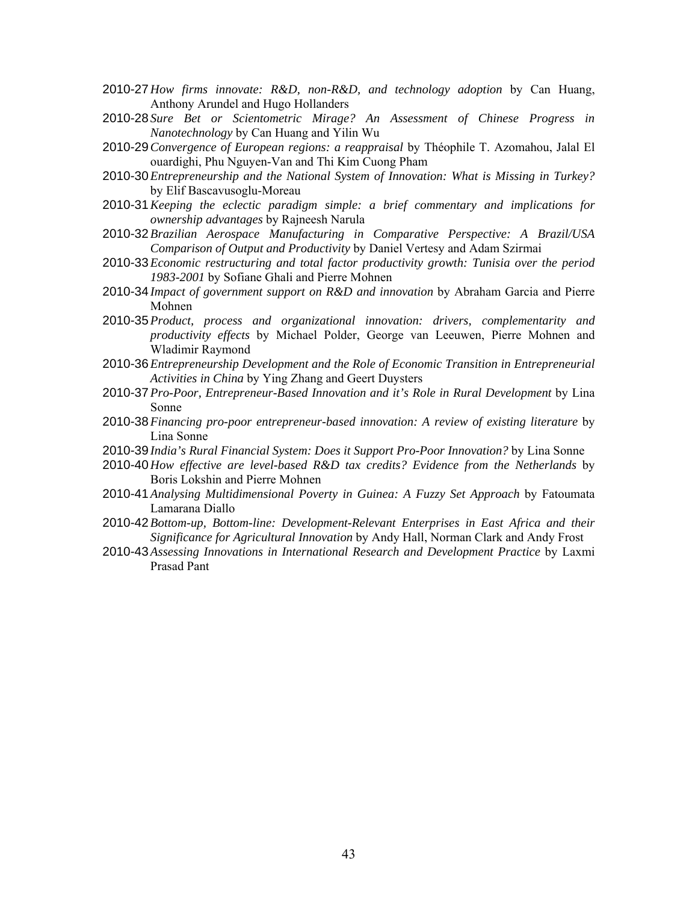2010-27 *How firms innovate: R&D, non-R&D, and technology adoption* by Can Huang, Anthony Arundel and Hugo Hollanders

2010-28 *Sure Bet or Scientometric Mirage? An Assessment of Chinese Progress in Nanotechnology* by Can Huang and Yilin Wu

2010-29 *Convergence of European regions: a reappraisal* by Théophile T. Azomahou, Jalal El ouardighi, Phu Nguyen-Van and Thi Kim Cuong Pham

2010-30 *Entrepreneurship and the National System of Innovation: What is Missing in Turkey?* by Elif Bascavusoglu-Moreau

2010-31 *Keeping the eclectic paradigm simple: a brief commentary and implications for ownership advantages* by Rajneesh Narula

2010-32 *Brazilian Aerospace Manufacturing in Comparative Perspective: A Brazil/USA Comparison of Output and Productivity* by Daniel Vertesy and Adam Szirmai

2010-33 *Economic restructuring and total factor productivity growth: Tunisia over the period 1983-2001* by Sofiane Ghali and Pierre Mohnen

2010-34 *Impact of government support on R&D and innovation* by Abraham Garcia and Pierre Mohnen

2010-35 *Product, process and organizational innovation: drivers, complementarity and productivity effects* by Michael Polder, George van Leeuwen, Pierre Mohnen and Wladimir Raymond

2010-36 *Entrepreneurship Development and the Role of Economic Transition in Entrepreneurial Activities in China* by Ying Zhang and Geert Duysters

2010-37 *Pro-Poor, Entrepreneur-Based Innovation and it's Role in Rural Development* by Lina Sonne

2010-38 *Financing pro-poor entrepreneur-based innovation: A review of existing literature* by Lina Sonne

2010-39 *India's Rural Financial System: Does it Support Pro-Poor Innovation?* by Lina Sonne

2010-40 *How effective are level-based R&D tax credits? Evidence from the Netherlands* by Boris Lokshin and Pierre Mohnen

2010-41 *Analysing Multidimensional Poverty in Guinea: A Fuzzy Set Approach* by Fatoumata Lamarana Diallo

2010-42 *Bottom-up, Bottom-line: Development-Relevant Enterprises in East Africa and their Significance for Agricultural Innovation* by Andy Hall, Norman Clark and Andy Frost

2010-43 *Assessing Innovations in International Research and Development Practice* by Laxmi Prasad Pant